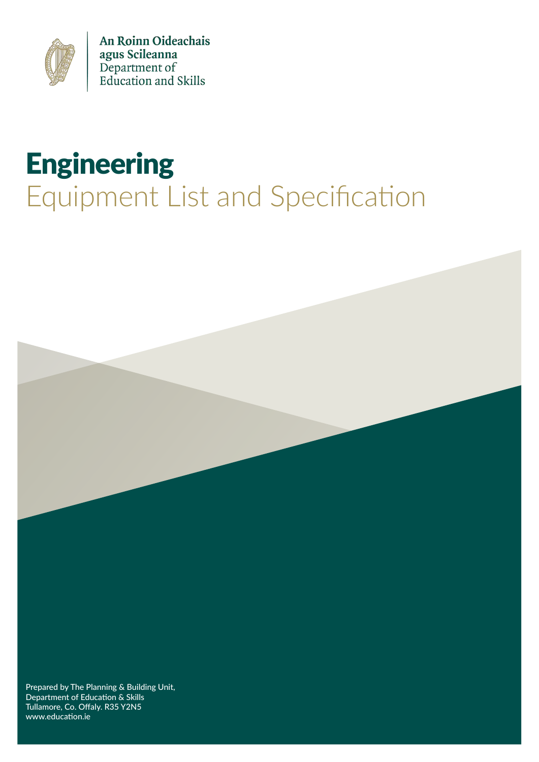An Roinn Oideachais agus Scileanna
Department of Education and Skills

# Engineering

## Equipment List and Specification

Prepared by The Planning & Building Unit,
Department of Education & Skills
Tullamore, Co. Offaly. R35 Y2N5
www.education.ie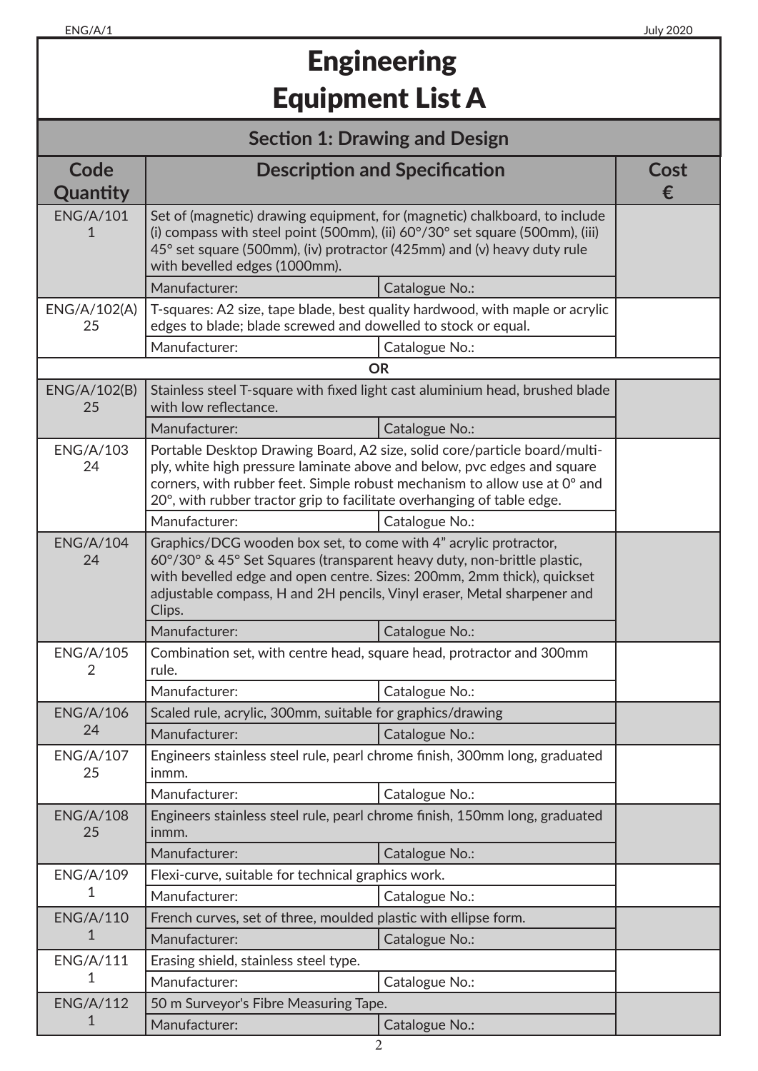# Engineering Equipment List A

## Section 1: Drawing and Design

| Code Quantity | Description and Specification | | Cost € |
|---|---|---|---|
| ENG/A/101 1 | Set of (magnetic) drawing equipment, for (magnetic) chalkboard, to include (i) compass with steel point (500mm), (ii) 60°/30° set square (500mm), (iii) 45° set square (500mm), (iv) protractor (425mm) and (v) heavy duty rule with bevelled edges (1000mm). | | |
| | Manufacturer: | Catalogue No.: | |
| ENG/A/102(A) 25 | T-squares: A2 size, tape blade, best quality hardwood, with maple or acrylic edges to blade; blade screwed and dowelled to stock or equal. | | |
| | Manufacturer: | Catalogue No.: | |
| | **OR** | | |
| ENG/A/102(B) 25 | Stainless steel T-square with fixed light cast aluminium head, brushed blade with low reflectance. | | |
| | Manufacturer: | Catalogue No.: | |
| ENG/A/103 24 | Portable Desktop Drawing Board, A2 size, solid core/particle board/multi-ply, white high pressure laminate above and below, pvc edges and square corners, with rubber feet. Simple robust mechanism to allow use at 0° and 20°, with rubber tractor grip to facilitate overhanging of table edge. | | |
| | Manufacturer: | Catalogue No.: | |
| ENG/A/104 24 | Graphics/DCG wooden box set, to come with 4” acrylic protractor, 60°/30° & 45° Set Squares (transparent heavy duty, non-brittle plastic, with bevelled edge and open centre. Sizes: 200mm, 2mm thick), quickset adjustable compass, H and 2H pencils, Vinyl eraser, Metal sharpener and Clips. | | |
| | Manufacturer: | Catalogue No.: | |
| ENG/A/105 2 | Combination set, with centre head, square head, protractor and 300mm rule. | | |
| | Manufacturer: | Catalogue No.: | |
| ENG/A/106 24 | Scaled rule, acrylic, 300mm, suitable for graphics/drawing | | |
| | Manufacturer: | Catalogue No.: | |
| ENG/A/107 25 | Engineers stainless steel rule, pearl chrome finish, 300mm long, graduated inmm. | | |
| | Manufacturer: | Catalogue No.: | |
| ENG/A/108 25 | Engineers stainless steel rule, pearl chrome finish, 150mm long, graduated inmm. | | |
| | Manufacturer: | Catalogue No.: | |
| ENG/A/109 1 | Flexi-curve, suitable for technical graphics work. | | |
| | Manufacturer: | Catalogue No.: | |
| ENG/A/110 1 | French curves, set of three, moulded plastic with ellipse form. | | |
| | Manufacturer: | Catalogue No.: | |
| ENG/A/111 1 | Erasing shield, stainless steel type. | | |
| | Manufacturer: | Catalogue No.: | |
| ENG/A/112 1 | 50 m Surveyor's Fibre Measuring Tape. | | |
| | Manufacturer: | Catalogue No.: | |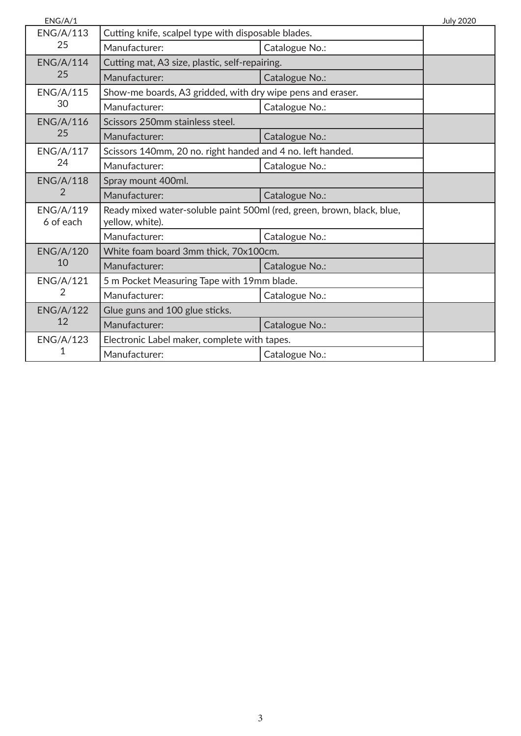| | | | |
|---|---|---|---|
| ENG/A/113<br>25 | Cutting knife, scalpel type with disposable blades. | | |
| | Manufacturer: | Catalogue No.: | |
| ENG/A/114<br>25 | Cutting mat, A3 size, plastic, self-repairing. | | |
| | Manufacturer: | Catalogue No.: | |
| ENG/A/115<br>30 | Show-me boards, A3 gridded, with dry wipe pens and eraser. | | |
| | Manufacturer: | Catalogue No.: | |
| ENG/A/116<br>25 | Scissors 250mm stainless steel. | | |
| | Manufacturer: | Catalogue No.: | |
| ENG/A/117<br>24 | Scissors 140mm, 20 no. right handed and 4 no. left handed. | | |
| | Manufacturer: | Catalogue No.: | |
| ENG/A/118<br>2 | Spray mount 400ml. | | |
| | Manufacturer: | Catalogue No.: | |
| ENG/A/119<br>6 of each | Ready mixed water-soluble paint 500ml (red, green, brown, black, blue, yellow, white). | | |
| | Manufacturer: | Catalogue No.: | |
| ENG/A/120<br>10 | White foam board 3mm thick, 70x100cm. | | |
| | Manufacturer: | Catalogue No.: | |
| ENG/A/121<br>2 | 5 m Pocket Measuring Tape with 19mm blade. | | |
| | Manufacturer: | Catalogue No.: | |
| ENG/A/122<br>12 | Glue guns and 100 glue sticks. | | |
| | Manufacturer: | Catalogue No.: | |
| ENG/A/123<br>1 | Electronic Label maker, complete with tapes. | | |
| | Manufacturer: | Catalogue No.: | |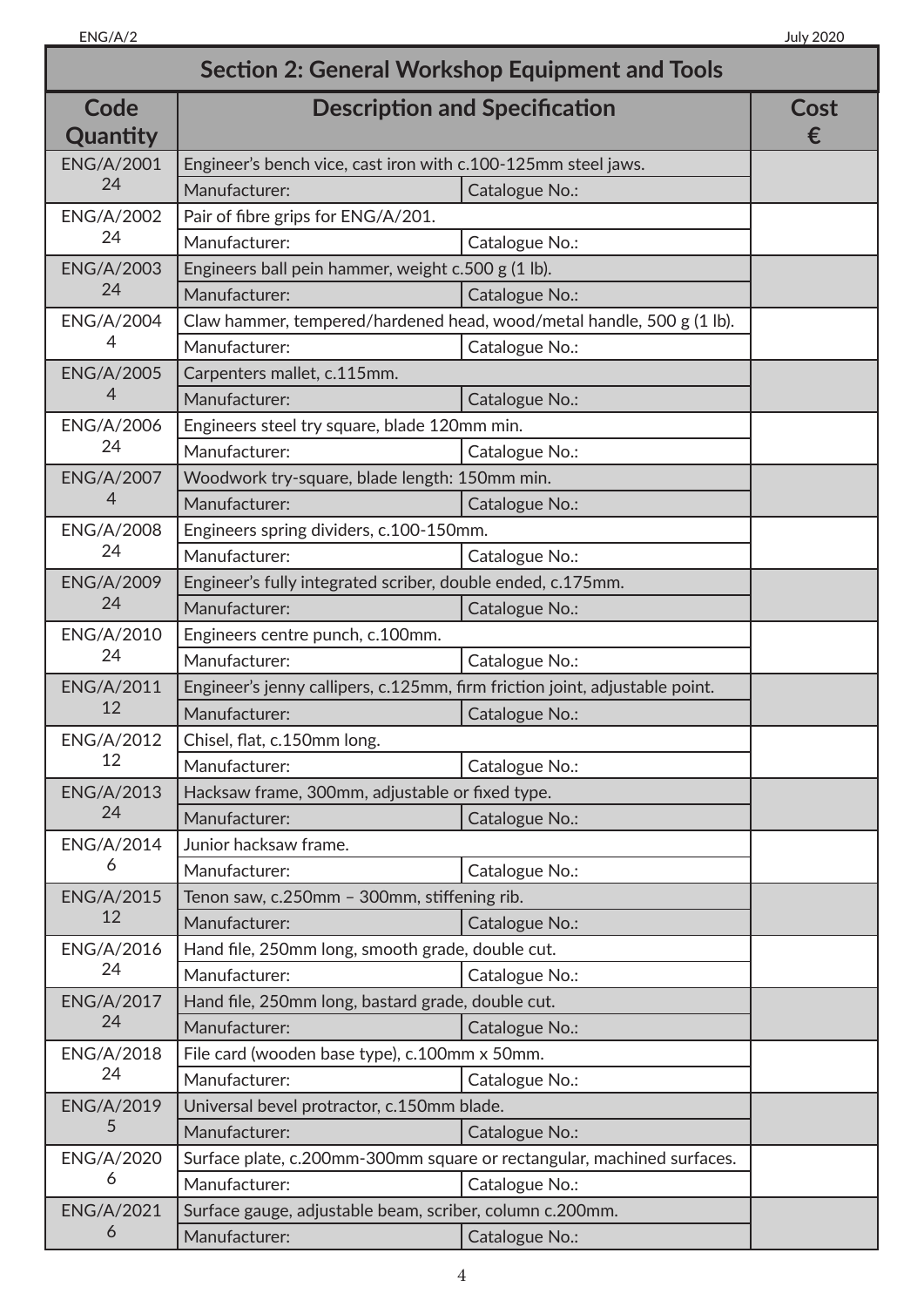## Section 2: General Workshop Equipment and Tools

| Code<br>Quantity | Description and Specification | | Cost<br>€ |
|---|---|---|---|
| ENG/A/2001<br>24 | Engineer's bench vice, cast iron with c.100-125mm steel jaws. | | |
| | Manufacturer: | Catalogue No.: | |
| ENG/A/2002<br>24 | Pair of fibre grips for ENG/A/201. | | |
| | Manufacturer: | Catalogue No.: | |
| ENG/A/2003<br>24 | Engineers ball pein hammer, weight c.500 g (1 lb). | | |
| | Manufacturer: | Catalogue No.: | |
| ENG/A/2004<br>4 | Claw hammer, tempered/hardened head, wood/metal handle, 500 g (1 lb). | | |
| | Manufacturer: | Catalogue No.: | |
| ENG/A/2005<br>4 | Carpenters mallet, c.115mm. | | |
| | Manufacturer: | Catalogue No.: | |
| ENG/A/2006<br>24 | Engineers steel try square, blade 120mm min. | | |
| | Manufacturer: | Catalogue No.: | |
| ENG/A/2007<br>4 | Woodwork try-square, blade length: 150mm min. | | |
| | Manufacturer: | Catalogue No.: | |
| ENG/A/2008<br>24 | Engineers spring dividers, c.100-150mm. | | |
| | Manufacturer: | Catalogue No.: | |
| ENG/A/2009<br>24 | Engineer's fully integrated scriber, double ended, c.175mm. | | |
| | Manufacturer: | Catalogue No.: | |
| ENG/A/2010<br>24 | Engineers centre punch, c.100mm. | | |
| | Manufacturer: | Catalogue No.: | |
| ENG/A/2011<br>12 | Engineer's jenny callipers, c.125mm, firm friction joint, adjustable point. | | |
| | Manufacturer: | Catalogue No.: | |
| ENG/A/2012<br>12 | Chisel, flat, c.150mm long. | | |
| | Manufacturer: | Catalogue No.: | |
| ENG/A/2013<br>24 | Hacksaw frame, 300mm, adjustable or fixed type. | | |
| | Manufacturer: | Catalogue No.: | |
| ENG/A/2014<br>6 | Junior hacksaw frame. | | |
| | Manufacturer: | Catalogue No.: | |
| ENG/A/2015<br>12 | Tenon saw, c.250mm – 300mm, stiffening rib. | | |
| | Manufacturer: | Catalogue No.: | |
| ENG/A/2016<br>24 | Hand file, 250mm long, smooth grade, double cut. | | |
| | Manufacturer: | Catalogue No.: | |
| ENG/A/2017<br>24 | Hand file, 250mm long, bastard grade, double cut. | | |
| | Manufacturer: | Catalogue No.: | |
| ENG/A/2018<br>24 | File card (wooden base type), c.100mm x 50mm. | | |
| | Manufacturer: | Catalogue No.: | |
| ENG/A/2019<br>5 | Universal bevel protractor, c.150mm blade. | | |
| | Manufacturer: | Catalogue No.: | |
| ENG/A/2020<br>6 | Surface plate, c.200mm-300mm square or rectangular, machined surfaces. | | |
| | Manufacturer: | Catalogue No.: | |
| ENG/A/2021<br>6 | Surface gauge, adjustable beam, scriber, column c.200mm. | | |
| | Manufacturer: | Catalogue No.: | |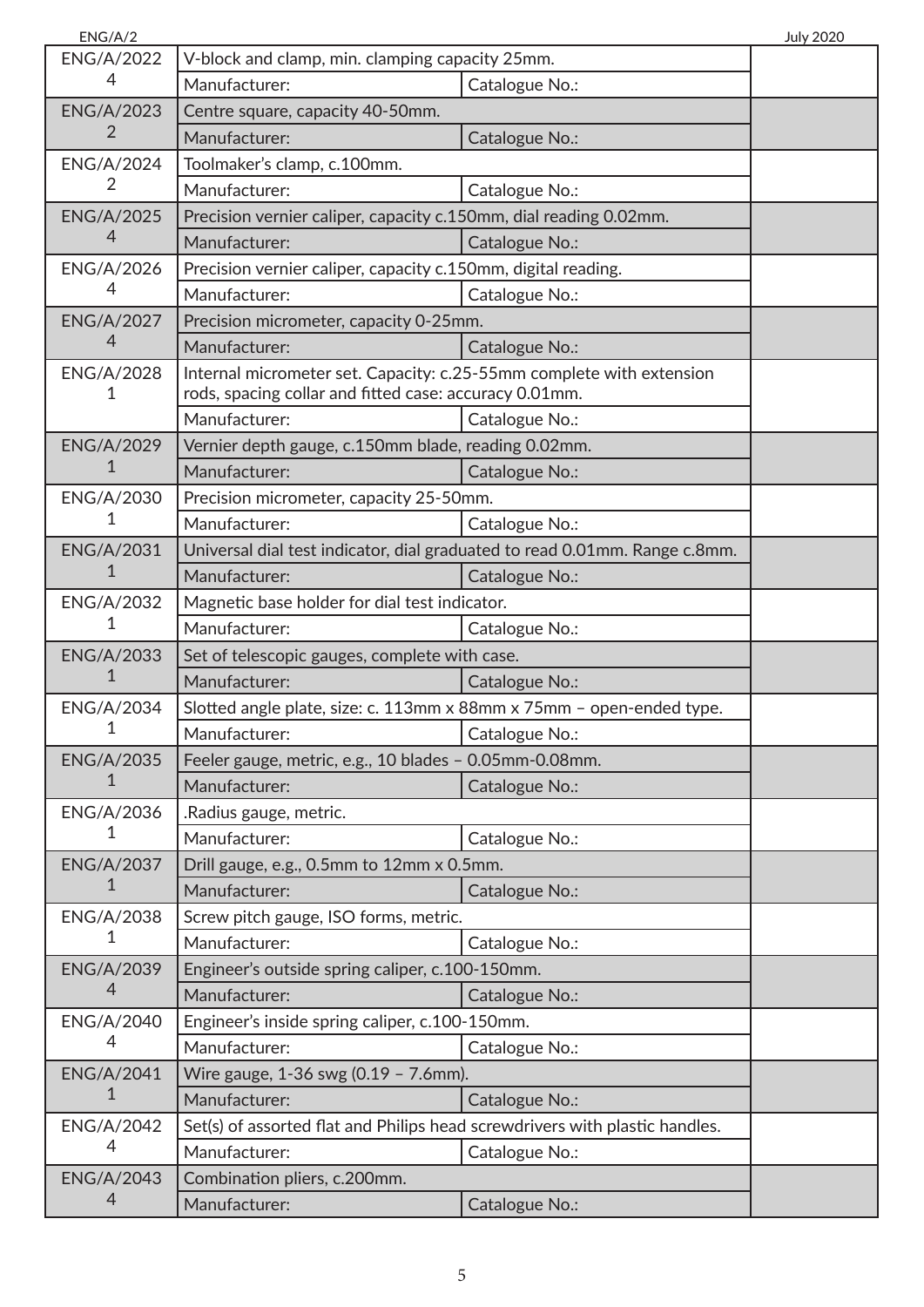| ENG/A/2022 4 | V-block and clamp, min. clamping capacity 25mm. | | |
|---|---|---|---|
| | Manufacturer: | Catalogue No.: | |
| ENG/A/2023 2 | Centre square, capacity 40-50mm. | | |
| | Manufacturer: | Catalogue No.: | |
| ENG/A/2024 2 | Toolmaker's clamp, c.100mm. | | |
| | Manufacturer: | Catalogue No.: | |
| ENG/A/2025 4 | Precision vernier caliper, capacity c.150mm, dial reading 0.02mm. | | |
| | Manufacturer: | Catalogue No.: | |
| ENG/A/2026 4 | Precision vernier caliper, capacity c.150mm, digital reading. | | |
| | Manufacturer: | Catalogue No.: | |
| ENG/A/2027 4 | Precision micrometer, capacity 0-25mm. | | |
| | Manufacturer: | Catalogue No.: | |
| ENG/A/2028 1 | Internal micrometer set. Capacity: c.25-55mm complete with extension rods, spacing collar and fitted case: accuracy 0.01mm. | | |
| | Manufacturer: | Catalogue No.: | |
| ENG/A/2029 1 | Vernier depth gauge, c.150mm blade, reading 0.02mm. | | |
| | Manufacturer: | Catalogue No.: | |
| ENG/A/2030 1 | Precision micrometer, capacity 25-50mm. | | |
| | Manufacturer: | Catalogue No.: | |
| ENG/A/2031 1 | Universal dial test indicator, dial graduated to read 0.01mm. Range c.8mm. | | |
| | Manufacturer: | Catalogue No.: | |
| ENG/A/2032 1 | Magnetic base holder for dial test indicator. | | |
| | Manufacturer: | Catalogue No.: | |
| ENG/A/2033 1 | Set of telescopic gauges, complete with case. | | |
| | Manufacturer: | Catalogue No.: | |
| ENG/A/2034 1 | Slotted angle plate, size: c. 113mm x 88mm x 75mm – open-ended type. | | |
| | Manufacturer: | Catalogue No.: | |
| ENG/A/2035 1 | Feeler gauge, metric, e.g., 10 blades – 0.05mm-0.08mm. | | |
| | Manufacturer: | Catalogue No.: | |
| ENG/A/2036 1 | .Radius gauge, metric. | | |
| | Manufacturer: | Catalogue No.: | |
| ENG/A/2037 1 | Drill gauge, e.g., 0.5mm to 12mm x 0.5mm. | | |
| | Manufacturer: | Catalogue No.: | |
| ENG/A/2038 1 | Screw pitch gauge, ISO forms, metric. | | |
| | Manufacturer: | Catalogue No.: | |
| ENG/A/2039 4 | Engineer's outside spring caliper, c.100-150mm. | | |
| | Manufacturer: | Catalogue No.: | |
| ENG/A/2040 4 | Engineer's inside spring caliper, c.100-150mm. | | |
| | Manufacturer: | Catalogue No.: | |
| ENG/A/2041 1 | Wire gauge, 1-36 swg (0.19 – 7.6mm). | | |
| | Manufacturer: | Catalogue No.: | |
| ENG/A/2042 4 | Set(s) of assorted flat and Philips head screwdrivers with plastic handles. | | |
| | Manufacturer: | Catalogue No.: | |
| ENG/A/2043 4 | Combination pliers, c.200mm. | | |
| | Manufacturer: | Catalogue No.: | |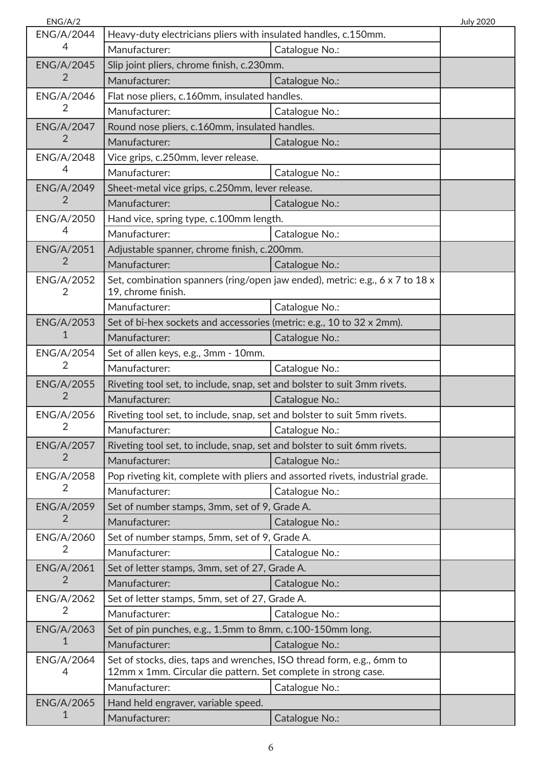| ENG/A/2044<br>4 | Heavy-duty electricians pliers with insulated handles, c.150mm. | | |
|---|---|---|---|
| | Manufacturer: | Catalogue No.: | |
| ENG/A/2045<br>2 | Slip joint pliers, chrome finish, c.230mm. | | |
| | Manufacturer: | Catalogue No.: | |
| ENG/A/2046<br>2 | Flat nose pliers, c.160mm, insulated handles. | | |
| | Manufacturer: | Catalogue No.: | |
| ENG/A/2047<br>2 | Round nose pliers, c.160mm, insulated handles. | | |
| | Manufacturer: | Catalogue No.: | |
| ENG/A/2048<br>4 | Vice grips, c.250mm, lever release. | | |
| | Manufacturer: | Catalogue No.: | |
| ENG/A/2049<br>2 | Sheet-metal vice grips, c.250mm, lever release. | | |
| | Manufacturer: | Catalogue No.: | |
| ENG/A/2050<br>4 | Hand vice, spring type, c.100mm length. | | |
| | Manufacturer: | Catalogue No.: | |
| ENG/A/2051<br>2 | Adjustable spanner, chrome finish, c.200mm. | | |
| | Manufacturer: | Catalogue No.: | |
| ENG/A/2052<br>2 | Set, combination spanners (ring/open jaw ended), metric: e.g., 6 x 7 to 18 x 19, chrome finish. | | |
| | Manufacturer: | Catalogue No.: | |
| ENG/A/2053<br>1 | Set of bi-hex sockets and accessories (metric: e.g., 10 to 32 x 2mm). | | |
| | Manufacturer: | Catalogue No.: | |
| ENG/A/2054<br>2 | Set of allen keys, e.g., 3mm - 10mm. | | |
| | Manufacturer: | Catalogue No.: | |
| ENG/A/2055<br>2 | Riveting tool set, to include, snap, set and bolster to suit 3mm rivets. | | |
| | Manufacturer: | Catalogue No.: | |
| ENG/A/2056<br>2 | Riveting tool set, to include, snap, set and bolster to suit 5mm rivets. | | |
| | Manufacturer: | Catalogue No.: | |
| ENG/A/2057<br>2 | Riveting tool set, to include, snap, set and bolster to suit 6mm rivets. | | |
| | Manufacturer: | Catalogue No.: | |
| ENG/A/2058<br>2 | Pop riveting kit, complete with pliers and assorted rivets, industrial grade. | | |
| | Manufacturer: | Catalogue No.: | |
| ENG/A/2059<br>2 | Set of number stamps, 3mm, set of 9, Grade A. | | |
| | Manufacturer: | Catalogue No.: | |
| ENG/A/2060<br>2 | Set of number stamps, 5mm, set of 9, Grade A. | | |
| | Manufacturer: | Catalogue No.: | |
| ENG/A/2061<br>2 | Set of letter stamps, 3mm, set of 27, Grade A. | | |
| | Manufacturer: | Catalogue No.: | |
| ENG/A/2062<br>2 | Set of letter stamps, 5mm, set of 27, Grade A. | | |
| | Manufacturer: | Catalogue No.: | |
| ENG/A/2063<br>1 | Set of pin punches, e.g., 1.5mm to 8mm, c.100-150mm long. | | |
| | Manufacturer: | Catalogue No.: | |
| ENG/A/2064<br>4 | Set of stocks, dies, taps and wrenches, ISO thread form, e.g., 6mm to 12mm x 1mm. Circular die pattern. Set complete in strong case. | | |
| | Manufacturer: | Catalogue No.: | |
| ENG/A/2065<br>1 | Hand held engraver, variable speed. | | |
| | Manufacturer: | Catalogue No.: | |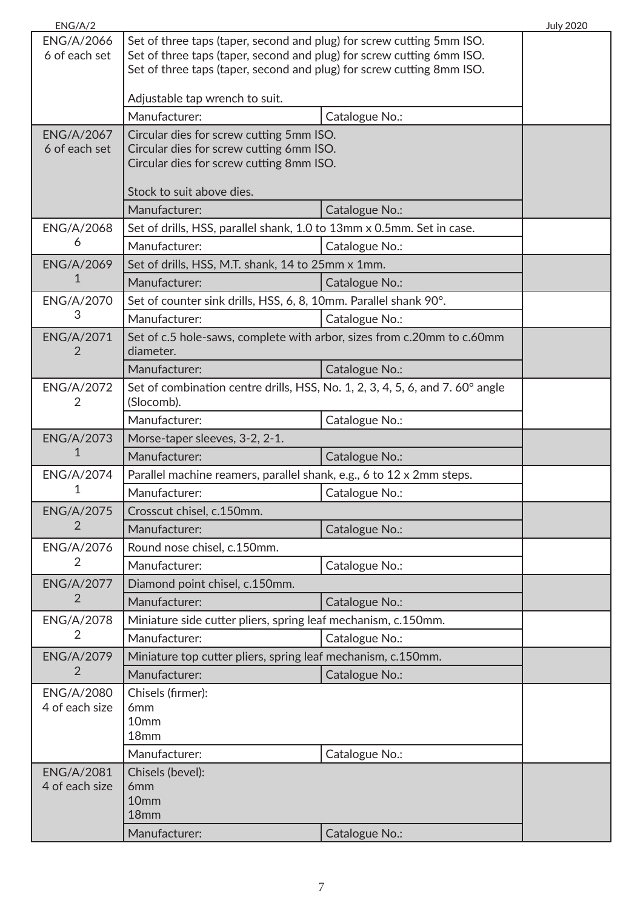| | | | |
|---|---|---|---|
| ENG/A/2066<br>6 of each set | Set of three taps (taper, second and plug) for screw cutting 5mm ISO.<br>Set of three taps (taper, second and plug) for screw cutting 6mm ISO.<br>Set of three taps (taper, second and plug) for screw cutting 8mm ISO.<br><br>Adjustable tap wrench to suit. | | |
| | Manufacturer: | Catalogue No.: | |
| ENG/A/2067<br>6 of each set | Circular dies for screw cutting 5mm ISO.<br>Circular dies for screw cutting 6mm ISO.<br>Circular dies for screw cutting 8mm ISO.<br><br>Stock to suit above dies. | | |
| | Manufacturer: | Catalogue No.: | |
| ENG/A/2068<br>6 | Set of drills, HSS, parallel shank, 1.0 to 13mm x 0.5mm. Set in case. | | |
| | Manufacturer: | Catalogue No.: | |
| ENG/A/2069<br>1 | Set of drills, HSS, M.T. shank, 14 to 25mm x 1mm. | | |
| | Manufacturer: | Catalogue No.: | |
| ENG/A/2070<br>3 | Set of counter sink drills, HSS, 6, 8, 10mm. Parallel shank 90°. | | |
| | Manufacturer: | Catalogue No.: | |
| ENG/A/2071<br>2 | Set of c.5 hole-saws, complete with arbor, sizes from c.20mm to c.60mm diameter. | | |
| | Manufacturer: | Catalogue No.: | |
| ENG/A/2072<br>2 | Set of combination centre drills, HSS, No. 1, 2, 3, 4, 5, 6, and 7. 60° angle (Slocomb). | | |
| | Manufacturer: | Catalogue No.: | |
| ENG/A/2073<br>1 | Morse-taper sleeves, 3-2, 2-1. | | |
| | Manufacturer: | Catalogue No.: | |
| ENG/A/2074<br>1 | Parallel machine reamers, parallel shank, e.g., 6 to 12 x 2mm steps. | | |
| | Manufacturer: | Catalogue No.: | |
| ENG/A/2075<br>2 | Crosscut chisel, c.150mm. | | |
| | Manufacturer: | Catalogue No.: | |
| ENG/A/2076<br>2 | Round nose chisel, c.150mm. | | |
| | Manufacturer: | Catalogue No.: | |
| ENG/A/2077<br>2 | Diamond point chisel, c.150mm. | | |
| | Manufacturer: | Catalogue No.: | |
| ENG/A/2078<br>2 | Miniature side cutter pliers, spring leaf mechanism, c.150mm. | | |
| | Manufacturer: | Catalogue No.: | |
| ENG/A/2079<br>2 | Miniature top cutter pliers, spring leaf mechanism, c.150mm. | | |
| | Manufacturer: | Catalogue No.: | |
| ENG/A/2080<br>4 of each size | Chisels (firmer):<br>6mm<br>10mm<br>18mm | | |
| | Manufacturer: | Catalogue No.: | |
| ENG/A/2081<br>4 of each size | Chisels (bevel):<br>6mm<br>10mm<br>18mm | | |
| | Manufacturer: | Catalogue No.: | |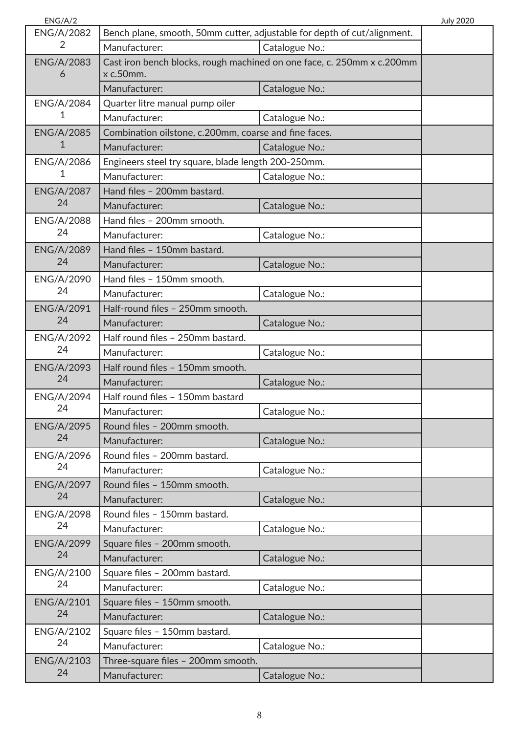| | | | |
|---|---|---|---|
| ENG/A/2082<br>2 | Bench plane, smooth, 50mm cutter, adjustable for depth of cut/alignment. | | |
| | Manufacturer: | Catalogue No.: | |
| ENG/A/2083<br>6 | Cast iron bench blocks, rough machined on one face, c. 250mm x c.200mm x c.50mm. | | |
| | Manufacturer: | Catalogue No.: | |
| ENG/A/2084<br>1 | Quarter litre manual pump oiler | | |
| | Manufacturer: | Catalogue No.: | |
| ENG/A/2085<br>1 | Combination oilstone, c.200mm, coarse and fine faces. | | |
| | Manufacturer: | Catalogue No.: | |
| ENG/A/2086<br>1 | Engineers steel try square, blade length 200-250mm. | | |
| | Manufacturer: | Catalogue No.: | |
| ENG/A/2087<br>24 | Hand files – 200mm bastard. | | |
| | Manufacturer: | Catalogue No.: | |
| ENG/A/2088<br>24 | Hand files – 200mm smooth. | | |
| | Manufacturer: | Catalogue No.: | |
| ENG/A/2089<br>24 | Hand files – 150mm bastard. | | |
| | Manufacturer: | Catalogue No.: | |
| ENG/A/2090<br>24 | Hand files – 150mm smooth. | | |
| | Manufacturer: | Catalogue No.: | |
| ENG/A/2091<br>24 | Half-round files – 250mm smooth. | | |
| | Manufacturer: | Catalogue No.: | |
| ENG/A/2092<br>24 | Half round files – 250mm bastard. | | |
| | Manufacturer: | Catalogue No.: | |
| ENG/A/2093<br>24 | Half round files – 150mm smooth. | | |
| | Manufacturer: | Catalogue No.: | |
| ENG/A/2094<br>24 | Half round files – 150mm bastard | | |
| | Manufacturer: | Catalogue No.: | |
| ENG/A/2095<br>24 | Round files – 200mm smooth. | | |
| | Manufacturer: | Catalogue No.: | |
| ENG/A/2096<br>24 | Round files – 200mm bastard. | | |
| | Manufacturer: | Catalogue No.: | |
| ENG/A/2097<br>24 | Round files – 150mm smooth. | | |
| | Manufacturer: | Catalogue No.: | |
| ENG/A/2098<br>24 | Round files – 150mm bastard. | | |
| | Manufacturer: | Catalogue No.: | |
| ENG/A/2099<br>24 | Square files – 200mm smooth. | | |
| | Manufacturer: | Catalogue No.: | |
| ENG/A/2100<br>24 | Square files – 200mm bastard. | | |
| | Manufacturer: | Catalogue No.: | |
| ENG/A/2101<br>24 | Square files – 150mm smooth. | | |
| | Manufacturer: | Catalogue No.: | |
| ENG/A/2102<br>24 | Square files – 150mm bastard. | | |
| | Manufacturer: | Catalogue No.: | |
| ENG/A/2103<br>24 | Three-square files – 200mm smooth. | | |
| | Manufacturer: | Catalogue No.: | |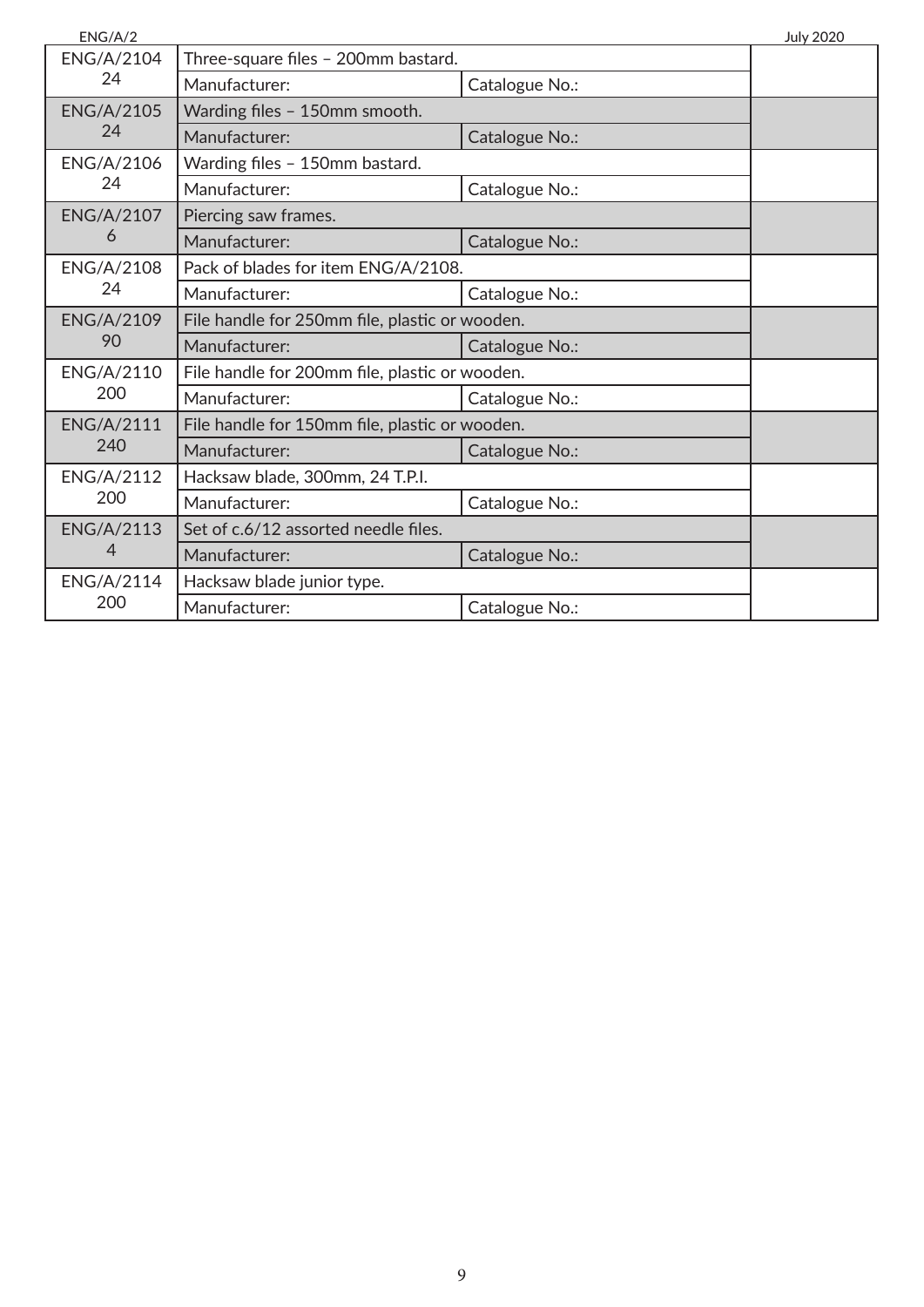| | | | |
|---|---|---|---|
| ENG/A/2104<br>24 | Three-square files – 200mm bastard. | | |
| | Manufacturer: | Catalogue No.: | |
| ENG/A/2105<br>24 | Warding files – 150mm smooth. | | |
| | Manufacturer: | Catalogue No.: | |
| ENG/A/2106<br>24 | Warding files – 150mm bastard. | | |
| | Manufacturer: | Catalogue No.: | |
| ENG/A/2107<br>6 | Piercing saw frames. | | |
| | Manufacturer: | Catalogue No.: | |
| ENG/A/2108<br>24 | Pack of blades for item ENG/A/2108. | | |
| | Manufacturer: | Catalogue No.: | |
| ENG/A/2109<br>90 | File handle for 250mm file, plastic or wooden. | | |
| | Manufacturer: | Catalogue No.: | |
| ENG/A/2110<br>200 | File handle for 200mm file, plastic or wooden. | | |
| | Manufacturer: | Catalogue No.: | |
| ENG/A/2111<br>240 | File handle for 150mm file, plastic or wooden. | | |
| | Manufacturer: | Catalogue No.: | |
| ENG/A/2112<br>200 | Hacksaw blade, 300mm, 24 T.P.I. | | |
| | Manufacturer: | Catalogue No.: | |
| ENG/A/2113<br>4 | Set of c.6/12 assorted needle files. | | |
| | Manufacturer: | Catalogue No.: | |
| ENG/A/2114<br>200 | Hacksaw blade junior type. | | |
| | Manufacturer: | Catalogue No.: | |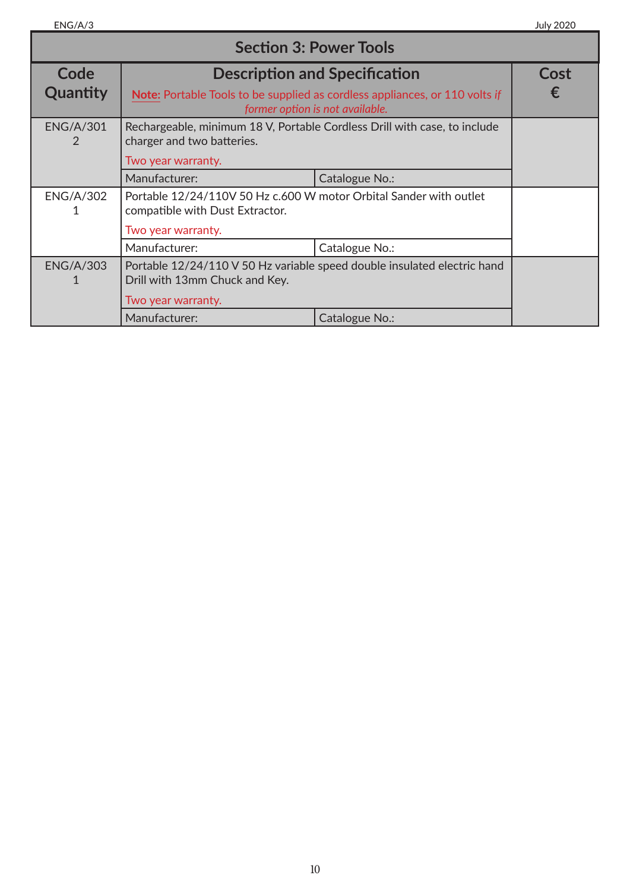## Section 3: Power Tools

| Code Quantity | Description and Specification<br>**Note:** Portable Tools to be supplied as cordless appliances, or 110 volts *if former option is not available.* | | Cost € |
|---|---|---|---|
| ENG/A/301<br>2 | Rechargeable, minimum 18 V, Portable Cordless Drill with case, to include charger and two batteries.<br>Two year warranty. | | |
| | Manufacturer: | Catalogue No.: | |
| ENG/A/302<br>1 | Portable 12/24/110V 50 Hz c.600 W motor Orbital Sander with outlet compatible with Dust Extractor.<br>Two year warranty. | | |
| | Manufacturer: | Catalogue No.: | |
| ENG/A/303<br>1 | Portable 12/24/110 V 50 Hz variable speed double insulated electric hand Drill with 13mm Chuck and Key.<br>Two year warranty. | | |
| | Manufacturer: | Catalogue No.: | |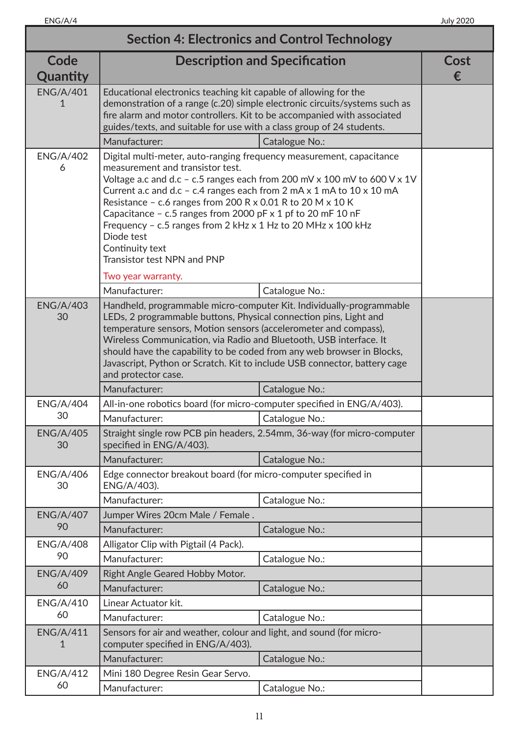## Section 4: Electronics and Control Technology

| Code Quantity | Description and Specification | | Cost € |
|---|---|---|---|
| ENG/A/401<br>1 | Educational electronics teaching kit capable of allowing for the demonstration of a range (c.20) simple electronic circuits/systems such as fire alarm and motor controllers. Kit to be accompanied with associated guides/texts, and suitable for use with a class group of 24 students. | | |
| | Manufacturer: | Catalogue No.: | |
| ENG/A/402<br>6 | Digital multi-meter, auto-ranging frequency measurement, capacitance measurement and transistor test.<br>Voltage a.c and d.c – c.5 ranges each from 200 mV x 100 mV to 600 V x 1V<br>Current a.c and d.c – c.4 ranges each from 2 mA x 1 mA to 10 x 10 mA<br>Resistance – c.6 ranges from 200 R x 0.01 R to 20 M x 10 K<br>Capacitance – c.5 ranges from 2000 pF x 1 pf to 20 mF 10 nF<br>Frequency – c.5 ranges from 2 kHz x 1 Hz to 20 MHz x 100 kHz<br>Diode test<br>Continuity text<br>Transistor test NPN and PNP<br><br>Two year warranty. | | |
| | Manufacturer: | Catalogue No.: | |
| ENG/A/403<br>30 | Handheld, programmable micro-computer Kit. Individually-programmable LEDs, 2 programmable buttons, Physical connection pins, Light and temperature sensors, Motion sensors (accelerometer and compass), Wireless Communication, via Radio and Bluetooth, USB interface. It should have the capability to be coded from any web browser in Blocks, Javascript, Python or Scratch. Kit to include USB connector, battery cage and protector case. | | |
| | Manufacturer: | Catalogue No.: | |
| ENG/A/404<br>30 | All-in-one robotics board (for micro-computer specified in ENG/A/403). | | |
| | Manufacturer: | Catalogue No.: | |
| ENG/A/405<br>30 | Straight single row PCB pin headers, 2.54mm, 36-way (for micro-computer specified in ENG/A/403). | | |
| | Manufacturer: | Catalogue No.: | |
| ENG/A/406<br>30 | Edge connector breakout board (for micro-computer specified in ENG/A/403). | | |
| | Manufacturer: | Catalogue No.: | |
| ENG/A/407<br>90 | Jumper Wires 20cm Male / Female . | | |
| | Manufacturer: | Catalogue No.: | |
| ENG/A/408<br>90 | Alligator Clip with Pigtail (4 Pack). | | |
| | Manufacturer: | Catalogue No.: | |
| ENG/A/409<br>60 | Right Angle Geared Hobby Motor. | | |
| | Manufacturer: | Catalogue No.: | |
| ENG/A/410<br>60 | Linear Actuator kit. | | |
| | Manufacturer: | Catalogue No.: | |
| ENG/A/411<br>1 | Sensors for air and weather, colour and light, and sound (for micro-computer specified in ENG/A/403). | | |
| | Manufacturer: | Catalogue No.: | |
| ENG/A/412<br>60 | Mini 180 Degree Resin Gear Servo. | | |
| | Manufacturer: | Catalogue No.: | |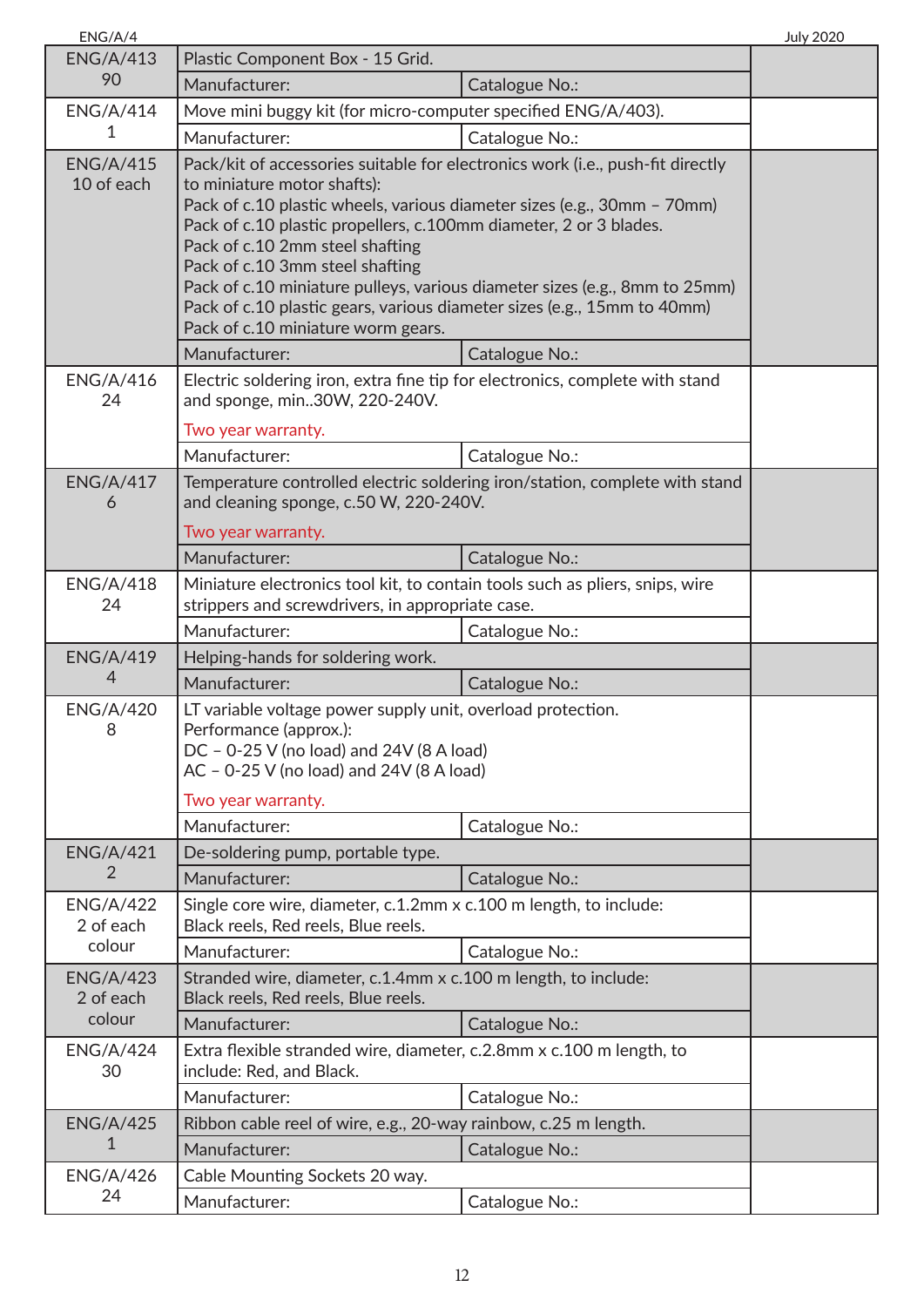| ENG/A/4 | | | |
|---|---|---|---|
| ENG/A/413<br>90 | Plastic Component Box - 15 Grid. | | |
| | Manufacturer: | Catalogue No.: | |
| ENG/A/414<br>1 | Move mini buggy kit (for micro-computer specified ENG/A/403). | | |
| | Manufacturer: | Catalogue No.: | |
| ENG/A/415<br>10 of each | Pack/kit of accessories suitable for electronics work (i.e., push-fit directly to miniature motor shafts):<br>Pack of c.10 plastic wheels, various diameter sizes (e.g., 30mm – 70mm)<br>Pack of c.10 plastic propellers, c.100mm diameter, 2 or 3 blades.<br>Pack of c.10 2mm steel shafting<br>Pack of c.10 3mm steel shafting<br>Pack of c.10 miniature pulleys, various diameter sizes (e.g., 8mm to 25mm)<br>Pack of c.10 plastic gears, various diameter sizes (e.g., 15mm to 40mm)<br>Pack of c.10 miniature worm gears. | | |
| | Manufacturer: | Catalogue No.: | |
| ENG/A/416<br>24 | Electric soldering iron, extra fine tip for electronics, complete with stand and sponge, min..30W, 220-240V.<br>Two year warranty. | | |
| | Manufacturer: | Catalogue No.: | |
| ENG/A/417<br>6 | Temperature controlled electric soldering iron/station, complete with stand and cleaning sponge, c.50 W, 220-240V.<br>Two year warranty. | | |
| | Manufacturer: | Catalogue No.: | |
| ENG/A/418<br>24 | Miniature electronics tool kit, to contain tools such as pliers, snips, wire strippers and screwdrivers, in appropriate case. | | |
| | Manufacturer: | Catalogue No.: | |
| ENG/A/419<br>4 | Helping-hands for soldering work. | | |
| | Manufacturer: | Catalogue No.: | |
| ENG/A/420<br>8 | LT variable voltage power supply unit, overload protection.<br>Performance (approx.):<br>DC – 0-25 V (no load) and 24V (8 A load)<br>AC – 0-25 V (no load) and 24V (8 A load)<br>Two year warranty. | | |
| | Manufacturer: | Catalogue No.: | |
| ENG/A/421<br>2 | De-soldering pump, portable type. | | |
| | Manufacturer: | Catalogue No.: | |
| ENG/A/422<br>2 of each colour | Single core wire, diameter, c.1.2mm x c.100 m length, to include:<br>Black reels, Red reels, Blue reels. | | |
| | Manufacturer: | Catalogue No.: | |
| ENG/A/423<br>2 of each colour | Stranded wire, diameter, c.1.4mm x c.100 m length, to include:<br>Black reels, Red reels, Blue reels. | | |
| | Manufacturer: | Catalogue No.: | |
| ENG/A/424<br>30 | Extra flexible stranded wire, diameter, c.2.8mm x c.100 m length, to include: Red, and Black. | | |
| | Manufacturer: | Catalogue No.: | |
| ENG/A/425<br>1 | Ribbon cable reel of wire, e.g., 20-way rainbow, c.25 m length. | | |
| | Manufacturer: | Catalogue No.: | |
| ENG/A/426<br>24 | Cable Mounting Sockets 20 way. | | |
| | Manufacturer: | Catalogue No.: | |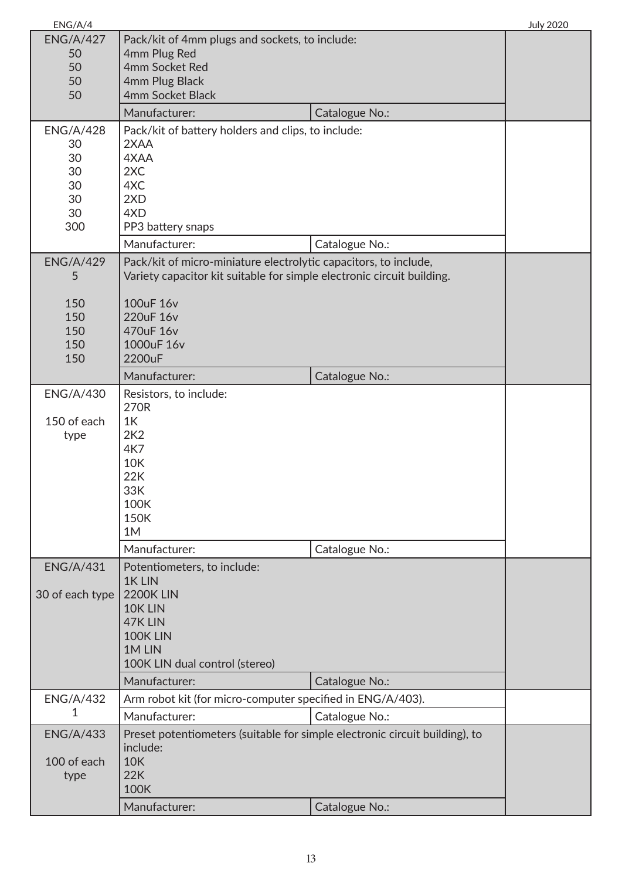| | | | |
|---|---|---|---|
| ENG/A/427<br>50<br>50<br>50<br>50 | Pack/kit of 4mm plugs and sockets, to include:<br>4mm Plug Red<br>4mm Socket Red<br>4mm Plug Black<br>4mm Socket Black | | |
| | Manufacturer: | Catalogue No.: | |
| ENG/A/428<br>30<br>30<br>30<br>30<br>30<br>30<br>300 | Pack/kit of battery holders and clips, to include:<br>2XAA<br>4XAA<br>2XC<br>4XC<br>2XD<br>4XD<br>PP3 battery snaps | | |
| | Manufacturer: | Catalogue No.: | |
| ENG/A/429<br>5<br><br>150<br>150<br>150<br>150<br>150 | Pack/kit of micro-miniature electrolytic capacitors, to include,<br>Variety capacitor kit suitable for simple electronic circuit building.<br><br>100uF 16v<br>220uF 16v<br>470uF 16v<br>1000uF 16v<br>2200uF | | |
| | Manufacturer: | Catalogue No.: | |
| ENG/A/430<br><br>150 of each type | Resistors, to include:<br>270R<br>1K<br>2K2<br>4K7<br>10K<br>22K<br>33K<br>100K<br>150K<br>1M | | |
| | Manufacturer: | Catalogue No.: | |
| ENG/A/431<br><br>30 of each type | Potentiometers, to include:<br>1K LIN<br>2200K LIN<br>10K LIN<br>47K LIN<br>100K LIN<br>1M LIN<br>100K LIN dual control (stereo) | | |
| | Manufacturer: | Catalogue No.: | |
| ENG/A/432<br>1 | Arm robot kit (for micro-computer specified in ENG/A/403). | | |
| | Manufacturer: | Catalogue No.: | |
| ENG/A/433<br><br>100 of each type | Preset potentiometers (suitable for simple electronic circuit building), to include:<br>10K<br>22K<br>100K | | |
| | Manufacturer: | Catalogue No.: | |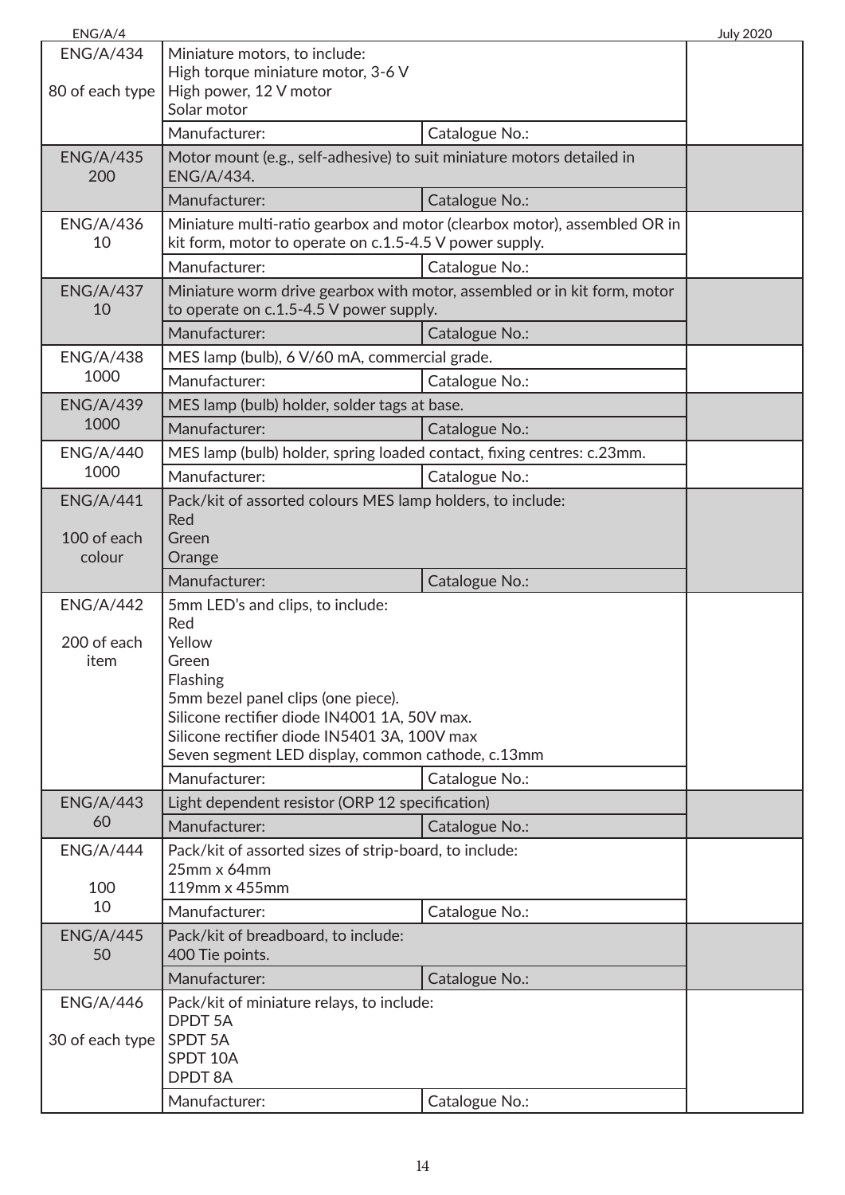| ENG/A/434<br><br>80 of each type | Miniature motors, to include:<br>High torque miniature motor, 3-6 V<br>High power, 12 V motor<br>Solar motor | | |
|---|---|---|---|
| | Manufacturer: | Catalogue No.: | |
| ENG/A/435<br>200 | Motor mount (e.g., self-adhesive) to suit miniature motors detailed in ENG/A/434. | | |
| | Manufacturer: | Catalogue No.: | |
| ENG/A/436<br>10 | Miniature multi-ratio gearbox and motor (clearbox motor), assembled OR in kit form, motor to operate on c.1.5-4.5 V power supply. | | |
| | Manufacturer: | Catalogue No.: | |
| ENG/A/437<br>10 | Miniature worm drive gearbox with motor, assembled or in kit form, motor to operate on c.1.5-4.5 V power supply. | | |
| | Manufacturer: | Catalogue No.: | |
| ENG/A/438<br>1000 | MES lamp (bulb), 6 V/60 mA, commercial grade. | | |
| | Manufacturer: | Catalogue No.: | |
| ENG/A/439<br>1000 | MES lamp (bulb) holder, solder tags at base. | | |
| | Manufacturer: | Catalogue No.: | |
| ENG/A/440<br>1000 | MES lamp (bulb) holder, spring loaded contact, fixing centres: c.23mm. | | |
| | Manufacturer: | Catalogue No.: | |
| ENG/A/441<br><br>100 of each colour | Pack/kit of assorted colours MES lamp holders, to include:<br>Red<br>Green<br>Orange | | |
| | Manufacturer: | Catalogue No.: | |
| ENG/A/442<br><br>200 of each item | 5mm LED's and clips, to include:<br>Red<br>Yellow<br>Green<br>Flashing<br>5mm bezel panel clips (one piece).<br>Silicone rectifier diode IN4001 1A, 50V max.<br>Silicone rectifier diode IN5401 3A, 100V max<br>Seven segment LED display, common cathode, c.13mm | | |
| | Manufacturer: | Catalogue No.: | |
| ENG/A/443<br>60 | Light dependent resistor (ORP 12 specification) | | |
| | Manufacturer: | Catalogue No.: | |
| ENG/A/444<br><br>100<br>10 | Pack/kit of assorted sizes of strip-board, to include:<br>25mm x 64mm<br>119mm x 455mm | | |
| | Manufacturer: | Catalogue No.: | |
| ENG/A/445<br>50 | Pack/kit of breadboard, to include:<br>400 Tie points. | | |
| | Manufacturer: | Catalogue No.: | |
| ENG/A/446<br><br>30 of each type | Pack/kit of miniature relays, to include:<br>DPDT 5A<br>SPDT 5A<br>SPDT 10A<br>DPDT 8A | | |
| | Manufacturer: | Catalogue No.: | |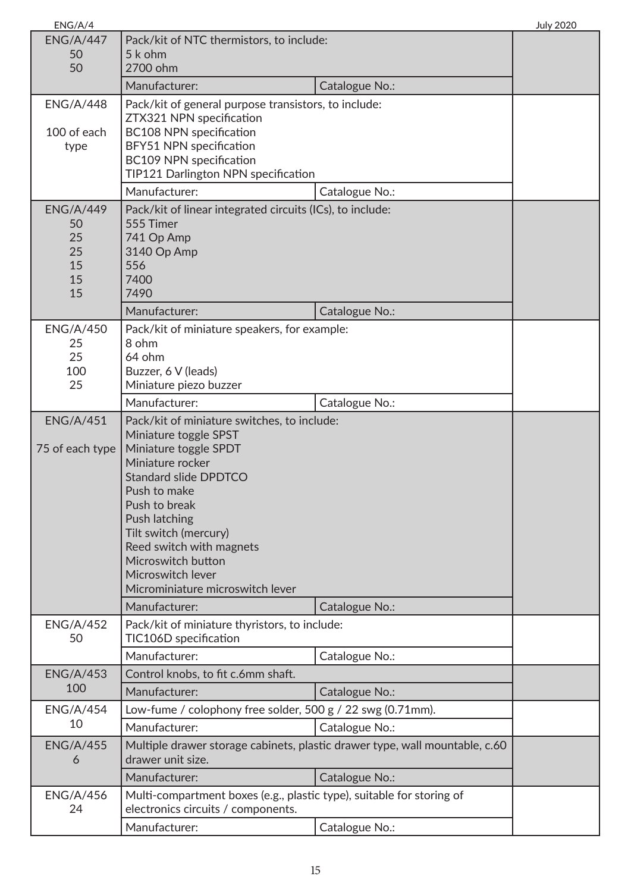| Item | Description | | |
|---|---|---|---|
| ENG/A/447<br>50<br>50 | Pack/kit of NTC thermistors, to include:<br>5 k ohm<br>2700 ohm | | |
| | Manufacturer: | Catalogue No.: | |
| ENG/A/448<br><br>100 of each type | Pack/kit of general purpose transistors, to include:<br>ZTX321 NPN specification<br>BC108 NPN specification<br>BFY51 NPN specification<br>BC109 NPN specification<br>TIP121 Darlington NPN specification | | |
| | Manufacturer: | Catalogue No.: | |
| ENG/A/449<br>50<br>25<br>25<br>15<br>15<br>15 | Pack/kit of linear integrated circuits (ICs), to include:<br>555 Timer<br>741 Op Amp<br>3140 Op Amp<br>556<br>7400<br>7490 | | |
| | Manufacturer: | Catalogue No.: | |
| ENG/A/450<br>25<br>25<br>100<br>25 | Pack/kit of miniature speakers, for example:<br>8 ohm<br>64 ohm<br>Buzzer, 6 V (leads)<br>Miniature piezo buzzer | | |
| | Manufacturer: | Catalogue No.: | |
| ENG/A/451<br><br>75 of each type | Pack/kit of miniature switches, to include:<br>Miniature toggle SPST<br>Miniature toggle SPDT<br>Miniature rocker<br>Standard slide DPDTCO<br>Push to make<br>Push to break<br>Push latching<br>Tilt switch (mercury)<br>Reed switch with magnets<br>Microswitch button<br>Microswitch lever<br>Microminiature microswitch lever | | |
| | Manufacturer: | Catalogue No.: | |
| ENG/A/452<br>50 | Pack/kit of miniature thyristors, to include:<br>TIC106D specification | | |
| | Manufacturer: | Catalogue No.: | |
| ENG/A/453<br>100 | Control knobs, to fit c.6mm shaft. | | |
| | Manufacturer: | Catalogue No.: | |
| ENG/A/454<br>10 | Low-fume / colophony free solder, 500 g / 22 swg (0.71mm). | | |
| | Manufacturer: | Catalogue No.: | |
| ENG/A/455<br>6 | Multiple drawer storage cabinets, plastic drawer type, wall mountable, c.60 drawer unit size. | | |
| | Manufacturer: | Catalogue No.: | |
| ENG/A/456<br>24 | Multi-compartment boxes (e.g., plastic type), suitable for storing of electronics circuits / components. | | |
| | Manufacturer: | Catalogue No.: | |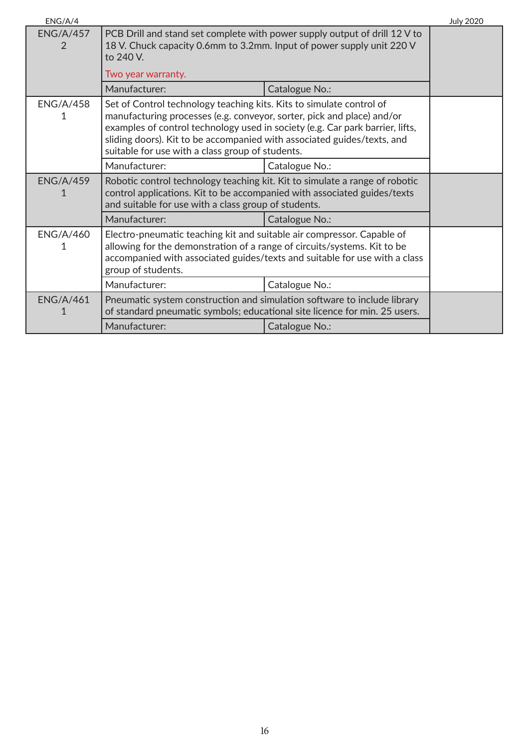| | | |
|---|---|---|
| ENG/A/457<br>2 | PCB Drill and stand set complete with power supply output of drill 12 V to 18 V. Chuck capacity 0.6mm to 3.2mm. Input of power supply unit 220 V to 240 V.<br><br>Two year warranty. | |
| | Manufacturer: / Catalogue No.: | |
| ENG/A/458<br>1 | Set of Control technology teaching kits. Kits to simulate control of manufacturing processes (e.g. conveyor, sorter, pick and place) and/or examples of control technology used in society (e.g. Car park barrier, lifts, sliding doors). Kit to be accompanied with associated guides/texts, and suitable for use with a class group of students. | |
| | Manufacturer: / Catalogue No.: | |
| ENG/A/459<br>1 | Robotic control technology teaching kit. Kit to simulate a range of robotic control applications. Kit to be accompanied with associated guides/texts and suitable for use with a class group of students. | |
| | Manufacturer: / Catalogue No.: | |
| ENG/A/460<br>1 | Electro-pneumatic teaching kit and suitable air compressor. Capable of allowing for the demonstration of a range of circuits/systems. Kit to be accompanied with associated guides/texts and suitable for use with a class group of students. | |
| | Manufacturer: / Catalogue No.: | |
| ENG/A/461<br>1 | Pneumatic system construction and simulation software to include library of standard pneumatic symbols; educational site licence for min. 25 users. | |
| | Manufacturer: / Catalogue No.: | |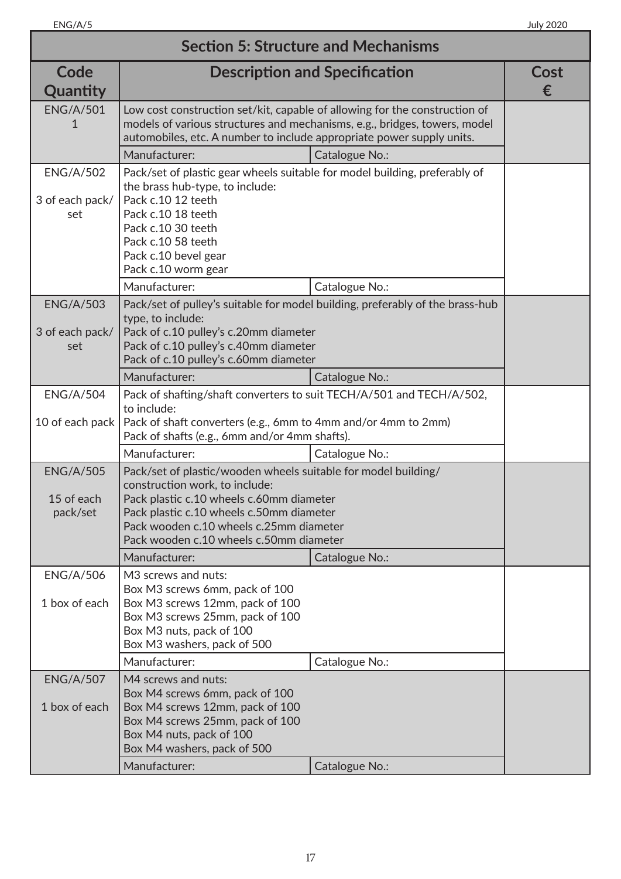## Section 5: Structure and Mechanisms

| Code<br>Quantity | Description and Specification | | Cost<br>€ |
|---|---|---|---|
| ENG/A/501<br>1 | Low cost construction set/kit, capable of allowing for the construction of models of various structures and mechanisms, e.g., bridges, towers, model automobiles, etc. A number to include appropriate power supply units. | | |
| | Manufacturer: | Catalogue No.: | |
| ENG/A/502<br><br>3 of each pack/set | Pack/set of plastic gear wheels suitable for model building, preferably of the brass hub-type, to include:<br>Pack c.10 12 teeth<br>Pack c.10 18 teeth<br>Pack c.10 30 teeth<br>Pack c.10 58 teeth<br>Pack c.10 bevel gear<br>Pack c.10 worm gear | | |
| | Manufacturer: | Catalogue No.: | |
| ENG/A/503<br><br>3 of each pack/set | Pack/set of pulley's suitable for model building, preferably of the brass-hub type, to include:<br>Pack of c.10 pulley's c.20mm diameter<br>Pack of c.10 pulley's c.40mm diameter<br>Pack of c.10 pulley's c.60mm diameter | | |
| | Manufacturer: | Catalogue No.: | |
| ENG/A/504<br><br>10 of each pack | Pack of shafting/shaft converters to suit TECH/A/501 and TECH/A/502, to include:<br>Pack of shaft converters (e.g., 6mm to 4mm and/or 4mm to 2mm)<br>Pack of shafts (e.g., 6mm and/or 4mm shafts). | | |
| | Manufacturer: | Catalogue No.: | |
| ENG/A/505<br><br>15 of each pack/set | Pack/set of plastic/wooden wheels suitable for model building/construction work, to include:<br>Pack plastic c.10 wheels c.60mm diameter<br>Pack plastic c.10 wheels c.50mm diameter<br>Pack wooden c.10 wheels c.25mm diameter<br>Pack wooden c.10 wheels c.50mm diameter | | |
| | Manufacturer: | Catalogue No.: | |
| ENG/A/506<br><br>1 box of each | M3 screws and nuts:<br>Box M3 screws 6mm, pack of 100<br>Box M3 screws 12mm, pack of 100<br>Box M3 screws 25mm, pack of 100<br>Box M3 nuts, pack of 100<br>Box M3 washers, pack of 500 | | |
| | Manufacturer: | Catalogue No.: | |
| ENG/A/507<br><br>1 box of each | M4 screws and nuts:<br>Box M4 screws 6mm, pack of 100<br>Box M4 screws 12mm, pack of 100<br>Box M4 screws 25mm, pack of 100<br>Box M4 nuts, pack of 100<br>Box M4 washers, pack of 500 | | |
| | Manufacturer: | Catalogue No.: | |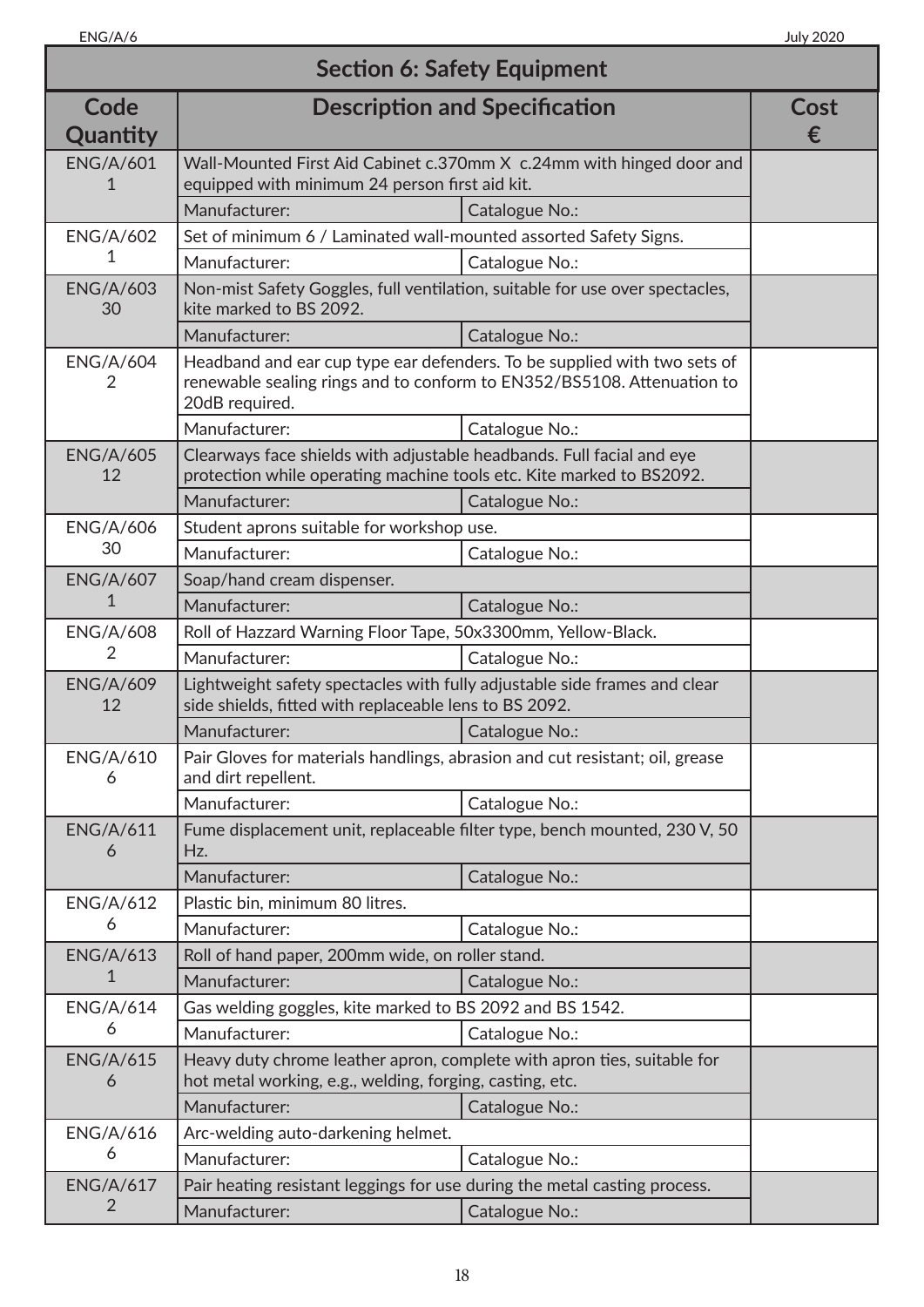## Section 6: Safety Equipment

| Code Quantity | Description and Specification | | Cost € |
|---|---|---|---|
| ENG/A/601 1 | Wall-Mounted First Aid Cabinet c.370mm X c.24mm with hinged door and equipped with minimum 24 person first aid kit. | | |
| | Manufacturer: | Catalogue No.: | |
| ENG/A/602 1 | Set of minimum 6 / Laminated wall-mounted assorted Safety Signs. | | |
| | Manufacturer: | Catalogue No.: | |
| ENG/A/603 30 | Non-mist Safety Goggles, full ventilation, suitable for use over spectacles, kite marked to BS 2092. | | |
| | Manufacturer: | Catalogue No.: | |
| ENG/A/604 2 | Headband and ear cup type ear defenders. To be supplied with two sets of renewable sealing rings and to conform to EN352/BS5108. Attenuation to 20dB required. | | |
| | Manufacturer: | Catalogue No.: | |
| ENG/A/605 12 | Clearways face shields with adjustable headbands. Full facial and eye protection while operating machine tools etc. Kite marked to BS2092. | | |
| | Manufacturer: | Catalogue No.: | |
| ENG/A/606 30 | Student aprons suitable for workshop use. | | |
| | Manufacturer: | Catalogue No.: | |
| ENG/A/607 1 | Soap/hand cream dispenser. | | |
| | Manufacturer: | Catalogue No.: | |
| ENG/A/608 2 | Roll of Hazzard Warning Floor Tape, 50x3300mm, Yellow-Black. | | |
| | Manufacturer: | Catalogue No.: | |
| ENG/A/609 12 | Lightweight safety spectacles with fully adjustable side frames and clear side shields, fitted with replaceable lens to BS 2092. | | |
| | Manufacturer: | Catalogue No.: | |
| ENG/A/610 6 | Pair Gloves for materials handlings, abrasion and cut resistant; oil, grease and dirt repellent. | | |
| | Manufacturer: | Catalogue No.: | |
| ENG/A/611 6 | Fume displacement unit, replaceable filter type, bench mounted, 230 V, 50 Hz. | | |
| | Manufacturer: | Catalogue No.: | |
| ENG/A/612 6 | Plastic bin, minimum 80 litres. | | |
| | Manufacturer: | Catalogue No.: | |
| ENG/A/613 1 | Roll of hand paper, 200mm wide, on roller stand. | | |
| | Manufacturer: | Catalogue No.: | |
| ENG/A/614 6 | Gas welding goggles, kite marked to BS 2092 and BS 1542. | | |
| | Manufacturer: | Catalogue No.: | |
| ENG/A/615 6 | Heavy duty chrome leather apron, complete with apron ties, suitable for hot metal working, e.g., welding, forging, casting, etc. | | |
| | Manufacturer: | Catalogue No.: | |
| ENG/A/616 6 | Arc-welding auto-darkening helmet. | | |
| | Manufacturer: | Catalogue No.: | |
| ENG/A/617 2 | Pair heating resistant leggings for use during the metal casting process. | | |
| | Manufacturer: | Catalogue No.: | |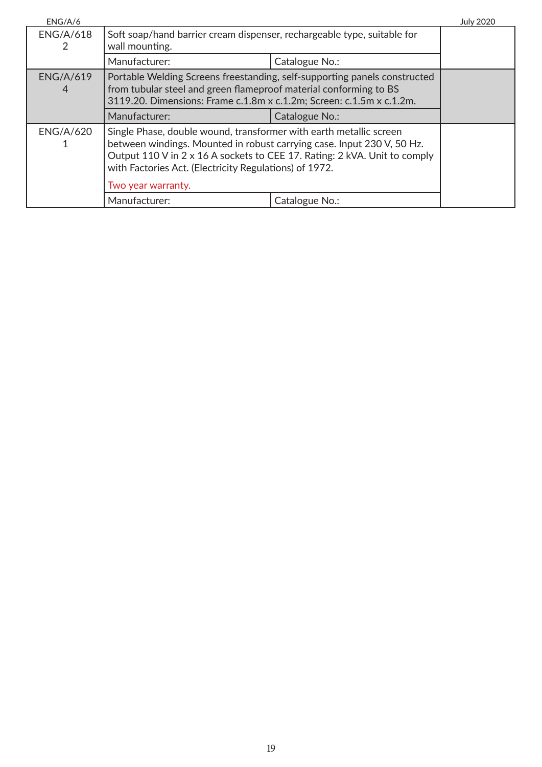| ENG/A/618 2 | Soft soap/hand barrier cream dispenser, rechargeable type, suitable for wall mounting. | | |
|---|---|---|---|
| | Manufacturer: | Catalogue No.: | |
| ENG/A/619 4 | Portable Welding Screens freestanding, self-supporting panels constructed from tubular steel and green flameproof material conforming to BS 3119.20. Dimensions: Frame c.1.8m x c.1.2m; Screen: c.1.5m x c.1.2m. | | |
| | Manufacturer: | Catalogue No.: | |
| ENG/A/620 1 | Single Phase, double wound, transformer with earth metallic screen between windings. Mounted in robust carrying case. Input 230 V, 50 Hz. Output 110 V in 2 x 16 A sockets to CEE 17. Rating: 2 kVA. Unit to comply with Factories Act. (Electricity Regulations) of 1972. Two year warranty. | | |
| | Manufacturer: | Catalogue No.: | |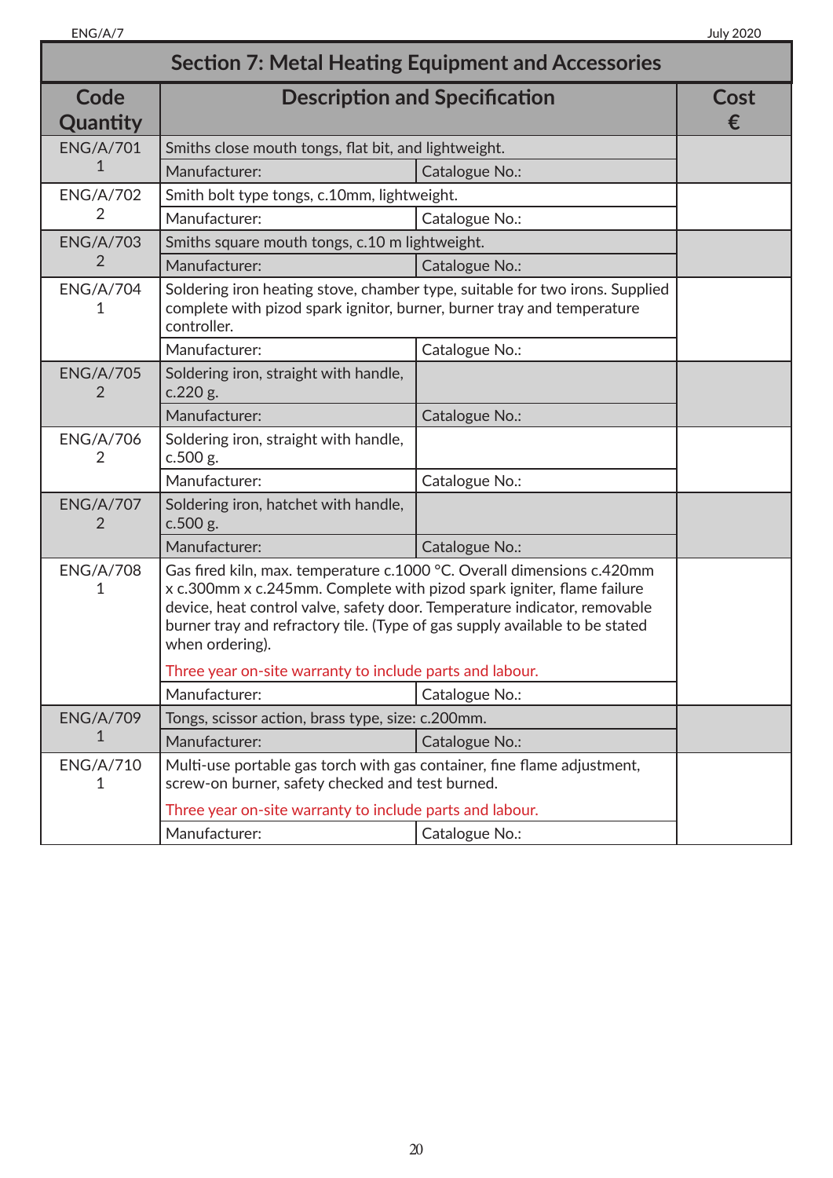## Section 7: Metal Heating Equipment and Accessories

| Code Quantity | Description and Specification | | Cost € |
|---|---|---|---|
| ENG/A/701 1 | Smiths close mouth tongs, flat bit, and lightweight. | | |
| | Manufacturer: | Catalogue No.: | |
| ENG/A/702 2 | Smith bolt type tongs, c.10mm, lightweight. | | |
| | Manufacturer: | Catalogue No.: | |
| ENG/A/703 2 | Smiths square mouth tongs, c.10 m lightweight. | | |
| | Manufacturer: | Catalogue No.: | |
| ENG/A/704 1 | Soldering iron heating stove, chamber type, suitable for two irons. Supplied complete with pizod spark ignitor, burner, burner tray and temperature controller. | | |
| | Manufacturer: | Catalogue No.: | |
| ENG/A/705 2 | Soldering iron, straight with handle, c.220 g. | | |
| | Manufacturer: | Catalogue No.: | |
| ENG/A/706 2 | Soldering iron, straight with handle, c.500 g. | | |
| | Manufacturer: | Catalogue No.: | |
| ENG/A/707 2 | Soldering iron, hatchet with handle, c.500 g. | | |
| | Manufacturer: | Catalogue No.: | |
| ENG/A/708 1 | Gas fired kiln, max. temperature c.1000 °C. Overall dimensions c.420mm x c.300mm x c.245mm. Complete with pizod spark igniter, flame failure device, heat control valve, safety door. Temperature indicator, removable burner tray and refractory tile. (Type of gas supply available to be stated when ordering). Three year on-site warranty to include parts and labour. | | |
| | Manufacturer: | Catalogue No.: | |
| ENG/A/709 1 | Tongs, scissor action, brass type, size: c.200mm. | | |
| | Manufacturer: | Catalogue No.: | |
| ENG/A/710 1 | Multi-use portable gas torch with gas container, fine flame adjustment, screw-on burner, safety checked and test burned. Three year on-site warranty to include parts and labour. | | |
| | Manufacturer: | Catalogue No.: | |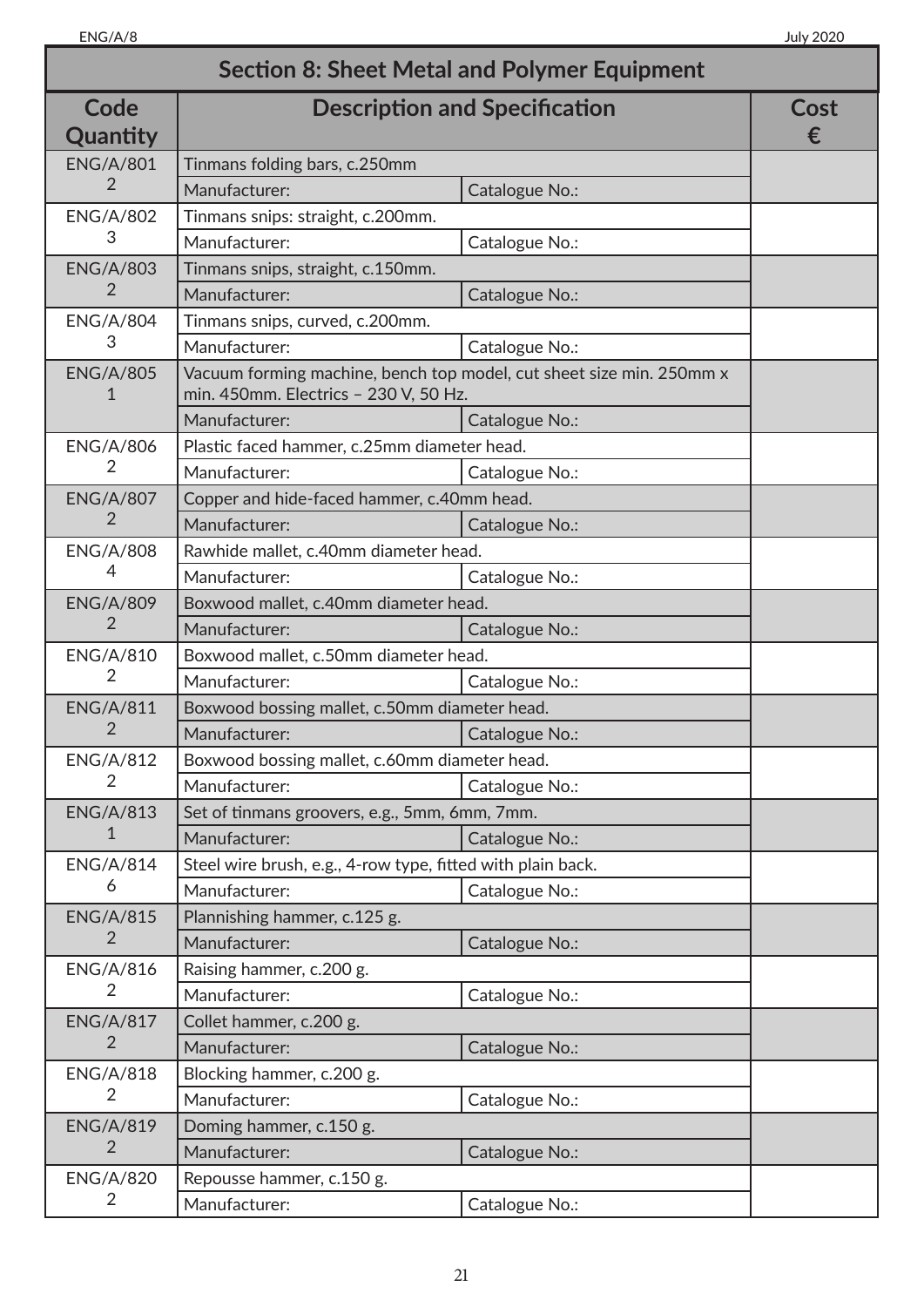## Section 8: Sheet Metal and Polymer Equipment

| Code Quantity | Description and Specification | | Cost € |
|---|---|---|---|
| ENG/A/801 2 | Tinmans folding bars, c.250mm | | |
| | Manufacturer: | Catalogue No.: | |
| ENG/A/802 3 | Tinmans snips: straight, c.200mm. | | |
| | Manufacturer: | Catalogue No.: | |
| ENG/A/803 2 | Tinmans snips, straight, c.150mm. | | |
| | Manufacturer: | Catalogue No.: | |
| ENG/A/804 3 | Tinmans snips, curved, c.200mm. | | |
| | Manufacturer: | Catalogue No.: | |
| ENG/A/805 1 | Vacuum forming machine, bench top model, cut sheet size min. 250mm x min. 450mm. Electrics – 230 V, 50 Hz. | | |
| | Manufacturer: | Catalogue No.: | |
| ENG/A/806 2 | Plastic faced hammer, c.25mm diameter head. | | |
| | Manufacturer: | Catalogue No.: | |
| ENG/A/807 2 | Copper and hide-faced hammer, c.40mm head. | | |
| | Manufacturer: | Catalogue No.: | |
| ENG/A/808 4 | Rawhide mallet, c.40mm diameter head. | | |
| | Manufacturer: | Catalogue No.: | |
| ENG/A/809 2 | Boxwood mallet, c.40mm diameter head. | | |
| | Manufacturer: | Catalogue No.: | |
| ENG/A/810 2 | Boxwood mallet, c.50mm diameter head. | | |
| | Manufacturer: | Catalogue No.: | |
| ENG/A/811 2 | Boxwood bossing mallet, c.50mm diameter head. | | |
| | Manufacturer: | Catalogue No.: | |
| ENG/A/812 2 | Boxwood bossing mallet, c.60mm diameter head. | | |
| | Manufacturer: | Catalogue No.: | |
| ENG/A/813 1 | Set of tinmans groovers, e.g., 5mm, 6mm, 7mm. | | |
| | Manufacturer: | Catalogue No.: | |
| ENG/A/814 6 | Steel wire brush, e.g., 4-row type, fitted with plain back. | | |
| | Manufacturer: | Catalogue No.: | |
| ENG/A/815 2 | Plannishing hammer, c.125 g. | | |
| | Manufacturer: | Catalogue No.: | |
| ENG/A/816 2 | Raising hammer, c.200 g. | | |
| | Manufacturer: | Catalogue No.: | |
| ENG/A/817 2 | Collet hammer, c.200 g. | | |
| | Manufacturer: | Catalogue No.: | |
| ENG/A/818 2 | Blocking hammer, c.200 g. | | |
| | Manufacturer: | Catalogue No.: | |
| ENG/A/819 2 | Doming hammer, c.150 g. | | |
| | Manufacturer: | Catalogue No.: | |
| ENG/A/820 2 | Repousse hammer, c.150 g. | | |
| | Manufacturer: | Catalogue No.: | |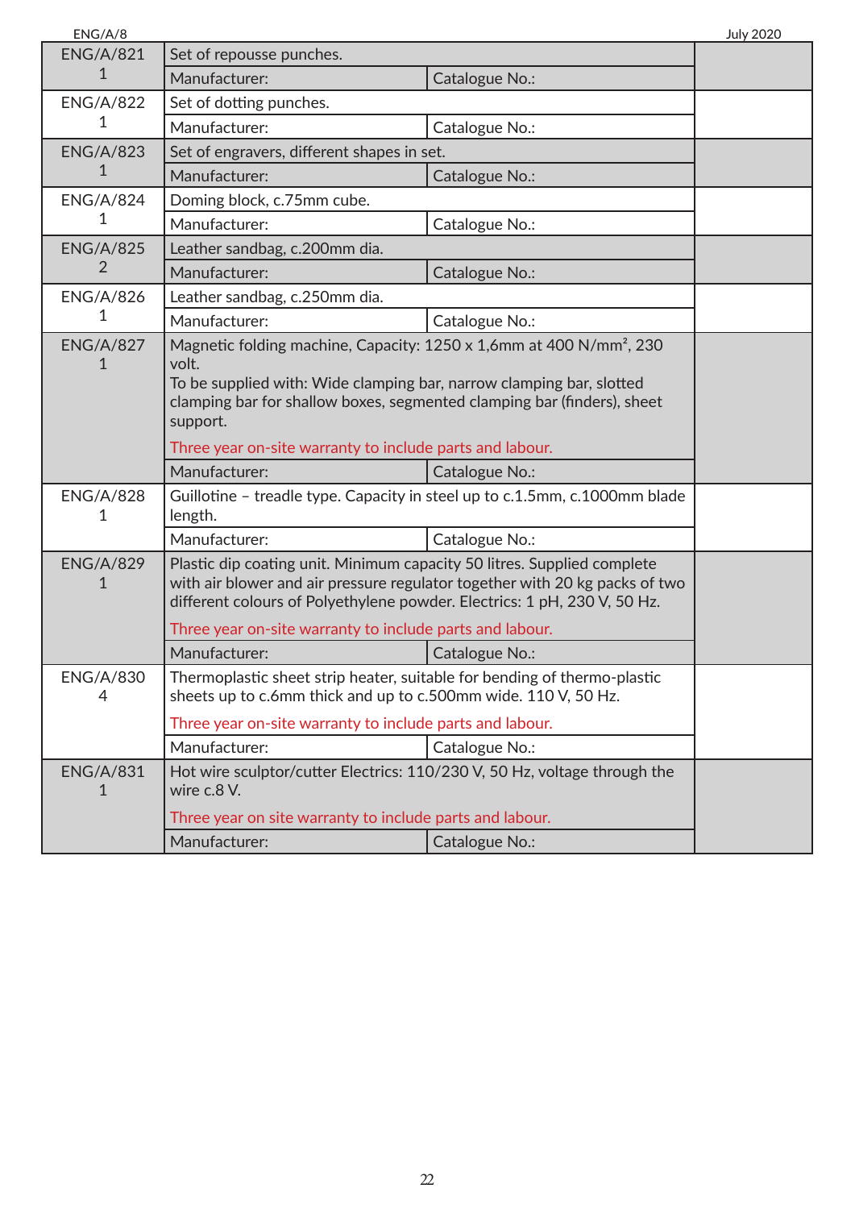| Item | Description | | |
|---|---|---|---|
| ENG/A/821<br>1 | Set of repousse punches. | | |
| | Manufacturer: | Catalogue No.: | |
| ENG/A/822<br>1 | Set of dotting punches. | | |
| | Manufacturer: | Catalogue No.: | |
| ENG/A/823<br>1 | Set of engravers, different shapes in set. | | |
| | Manufacturer: | Catalogue No.: | |
| ENG/A/824<br>1 | Doming block, c.75mm cube. | | |
| | Manufacturer: | Catalogue No.: | |
| ENG/A/825<br>2 | Leather sandbag, c.200mm dia. | | |
| | Manufacturer: | Catalogue No.: | |
| ENG/A/826<br>1 | Leather sandbag, c.250mm dia. | | |
| | Manufacturer: | Catalogue No.: | |
| ENG/A/827<br>1 | Magnetic folding machine, Capacity: 1250 x 1,6mm at 400 N/mm², 230 volt.<br>To be supplied with: Wide clamping bar, narrow clamping bar, slotted clamping bar for shallow boxes, segmented clamping bar (finders), sheet support.<br>Three year on-site warranty to include parts and labour. | | |
| | Manufacturer: | Catalogue No.: | |
| ENG/A/828<br>1 | Guillotine – treadle type. Capacity in steel up to c.1.5mm, c.1000mm blade length. | | |
| | Manufacturer: | Catalogue No.: | |
| ENG/A/829<br>1 | Plastic dip coating unit. Minimum capacity 50 litres. Supplied complete with air blower and air pressure regulator together with 20 kg packs of two different colours of Polyethylene powder. Electrics: 1 pH, 230 V, 50 Hz.<br>Three year on-site warranty to include parts and labour. | | |
| | Manufacturer: | Catalogue No.: | |
| ENG/A/830<br>4 | Thermoplastic sheet strip heater, suitable for bending of thermo-plastic sheets up to c.6mm thick and up to c.500mm wide. 110 V, 50 Hz.<br>Three year on-site warranty to include parts and labour. | | |
| | Manufacturer: | Catalogue No.: | |
| ENG/A/831<br>1 | Hot wire sculptor/cutter Electrics: 110/230 V, 50 Hz, voltage through the wire c.8 V.<br>Three year on site warranty to include parts and labour. | | |
| | Manufacturer: | Catalogue No.: | |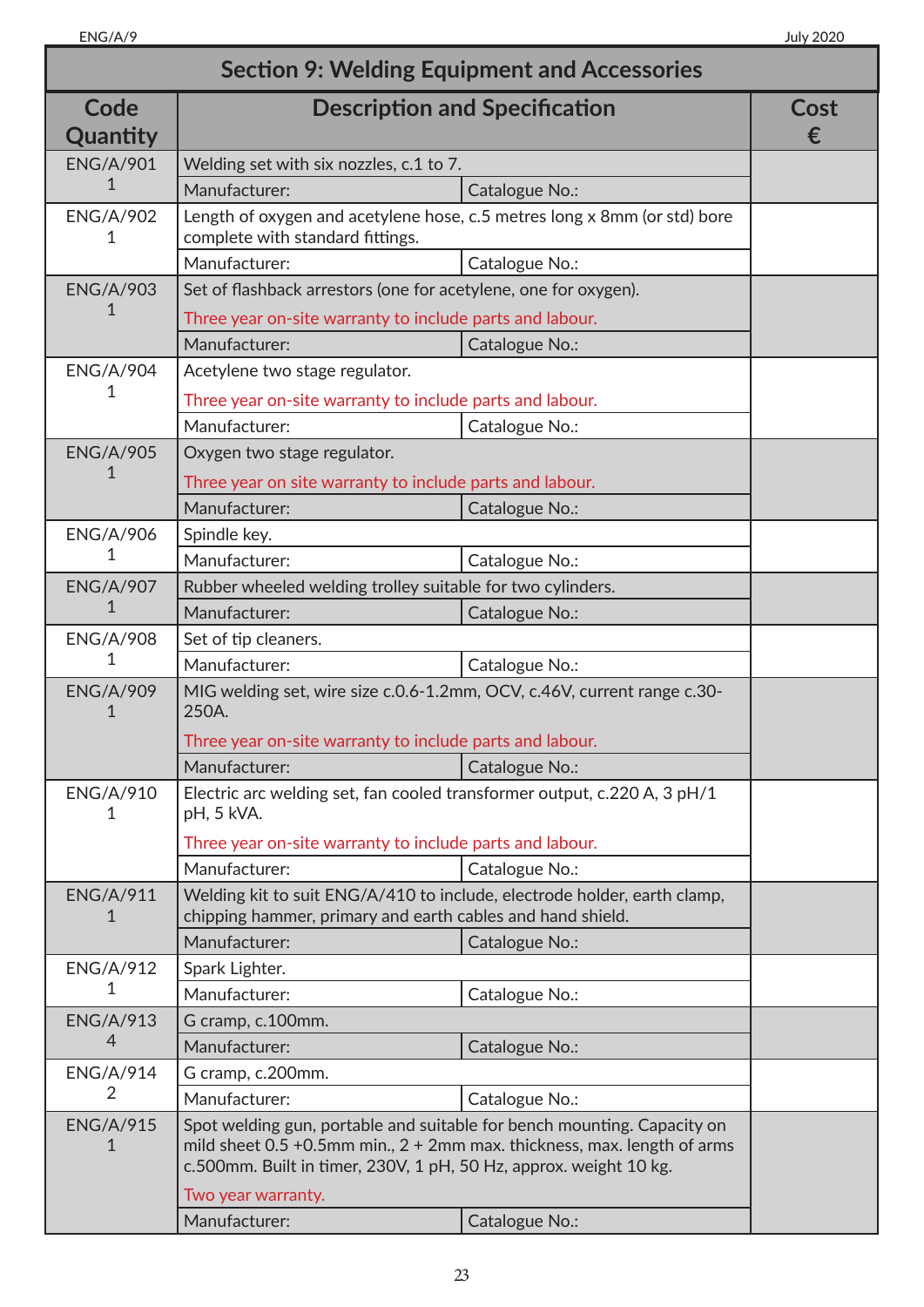## Section 9: Welding Equipment and Accessories

| Code Quantity | Description and Specification | | Cost € |
|---|---|---|---|
| ENG/A/901 1 | Welding set with six nozzles, c.1 to 7. | | |
| | Manufacturer: | Catalogue No.: | |
| ENG/A/902 1 | Length of oxygen and acetylene hose, c.5 metres long x 8mm (or std) bore complete with standard fittings. | | |
| | Manufacturer: | Catalogue No.: | |
| ENG/A/903 1 | Set of flashback arrestors (one for acetylene, one for oxygen). Three year on-site warranty to include parts and labour. | | |
| | Manufacturer: | Catalogue No.: | |
| ENG/A/904 1 | Acetylene two stage regulator. Three year on-site warranty to include parts and labour. | | |
| | Manufacturer: | Catalogue No.: | |
| ENG/A/905 1 | Oxygen two stage regulator. Three year on site warranty to include parts and labour. | | |
| | Manufacturer: | Catalogue No.: | |
| ENG/A/906 1 | Spindle key. | | |
| | Manufacturer: | Catalogue No.: | |
| ENG/A/907 1 | Rubber wheeled welding trolley suitable for two cylinders. | | |
| | Manufacturer: | Catalogue No.: | |
| ENG/A/908 1 | Set of tip cleaners. | | |
| | Manufacturer: | Catalogue No.: | |
| ENG/A/909 1 | MIG welding set, wire size c.0.6-1.2mm, OCV, c.46V, current range c.30-250A. Three year on-site warranty to include parts and labour. | | |
| | Manufacturer: | Catalogue No.: | |
| ENG/A/910 1 | Electric arc welding set, fan cooled transformer output, c.220 A, 3 pH/1 pH, 5 kVA. Three year on-site warranty to include parts and labour. | | |
| | Manufacturer: | Catalogue No.: | |
| ENG/A/911 1 | Welding kit to suit ENG/A/410 to include, electrode holder, earth clamp, chipping hammer, primary and earth cables and hand shield. | | |
| | Manufacturer: | Catalogue No.: | |
| ENG/A/912 1 | Spark Lighter. | | |
| | Manufacturer: | Catalogue No.: | |
| ENG/A/913 4 | G cramp, c.100mm. | | |
| | Manufacturer: | Catalogue No.: | |
| ENG/A/914 2 | G cramp, c.200mm. | | |
| | Manufacturer: | Catalogue No.: | |
| ENG/A/915 1 | Spot welding gun, portable and suitable for bench mounting. Capacity on mild sheet 0.5 +0.5mm min., 2 + 2mm max. thickness, max. length of arms c.500mm. Built in timer, 230V, 1 pH, 50 Hz, approx. weight 10 kg. Two year warranty. | | |
| | Manufacturer: | Catalogue No.: | |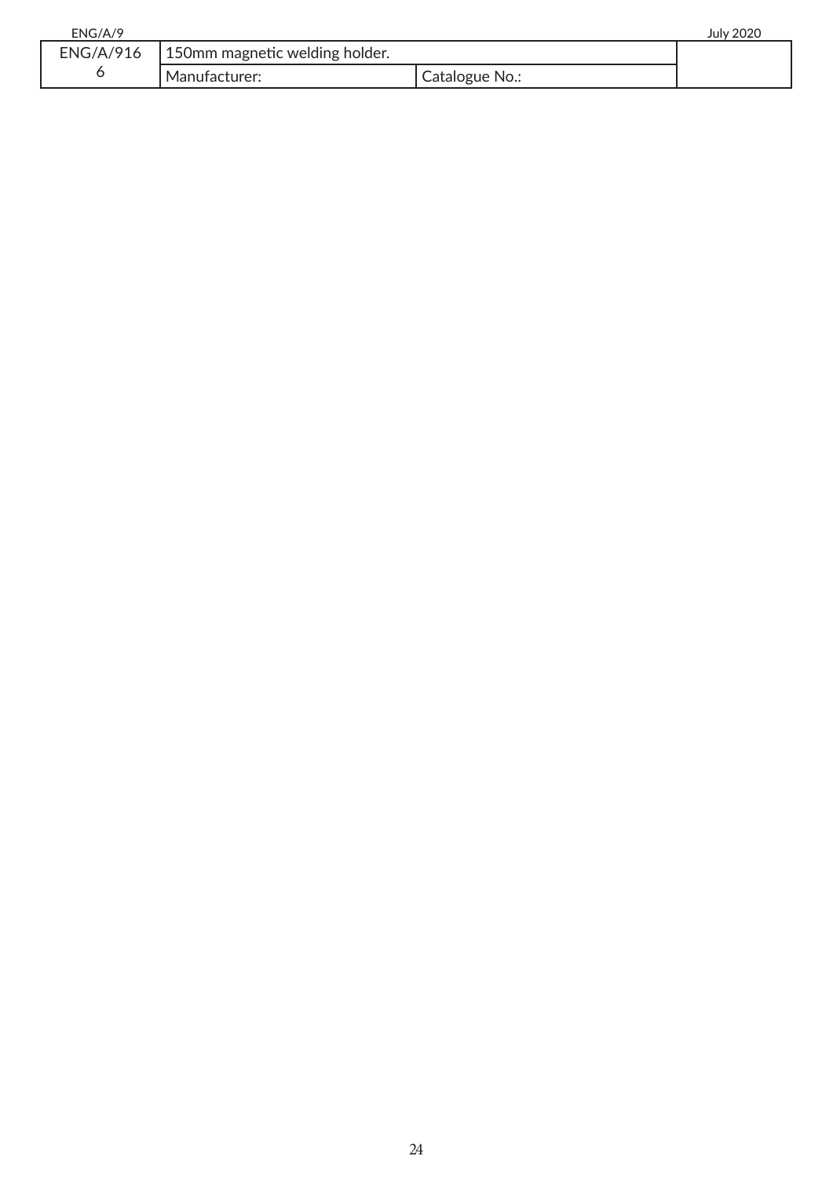| ENG/A/9166 | 150mm magnetic welding holder. | | |
|---|---|---|---|
| | Manufacturer: | Catalogue No.: | |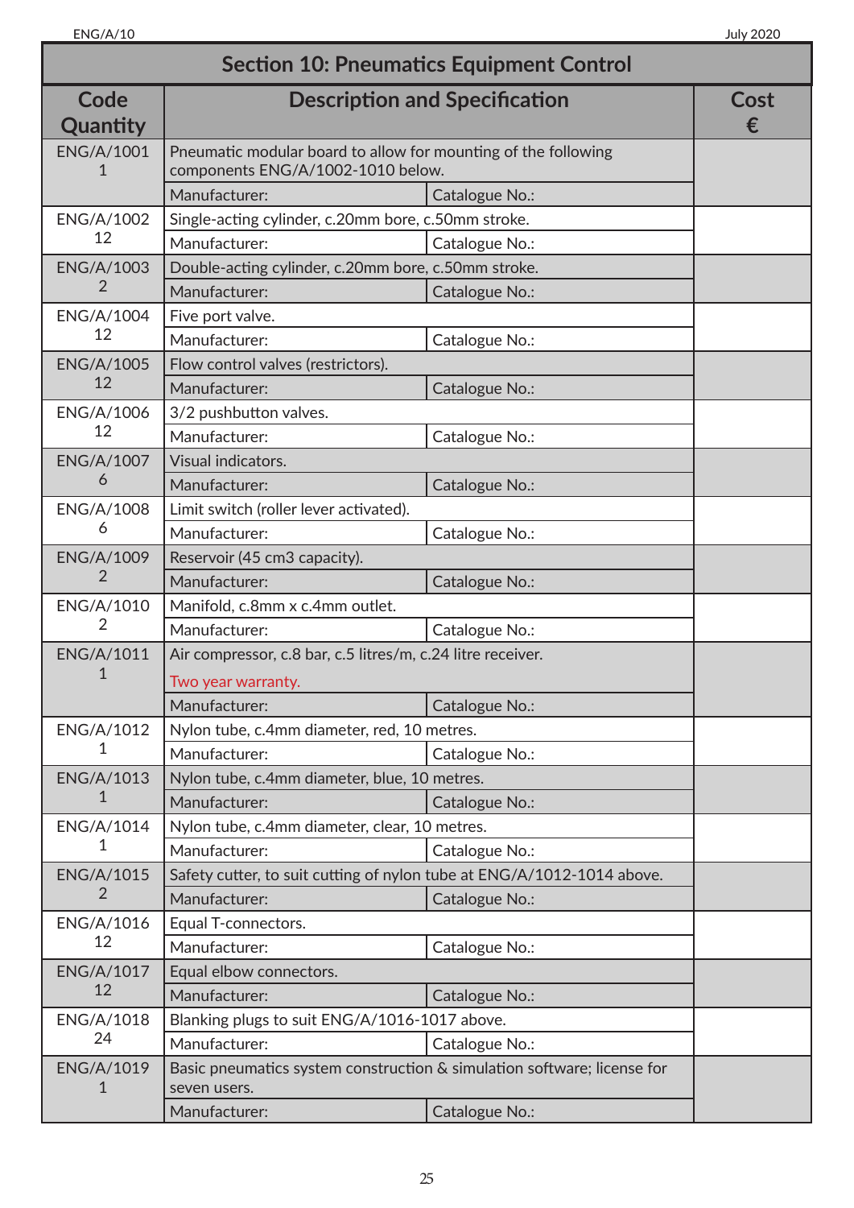## Section 10: Pneumatics Equipment Control

| Code<br>Quantity | Description and Specification | | Cost<br>€ |
|---|---|---|---|
| ENG/A/1001<br>1 | Pneumatic modular board to allow for mounting of the following components ENG/A/1002-1010 below. | | |
| | Manufacturer: | Catalogue No.: | |
| ENG/A/1002<br>12 | Single-acting cylinder, c.20mm bore, c.50mm stroke. | | |
| | Manufacturer: | Catalogue No.: | |
| ENG/A/1003<br>2 | Double-acting cylinder, c.20mm bore, c.50mm stroke. | | |
| | Manufacturer: | Catalogue No.: | |
| ENG/A/1004<br>12 | Five port valve. | | |
| | Manufacturer: | Catalogue No.: | |
| ENG/A/1005<br>12 | Flow control valves (restrictors). | | |
| | Manufacturer: | Catalogue No.: | |
| ENG/A/1006<br>12 | 3/2 pushbutton valves. | | |
| | Manufacturer: | Catalogue No.: | |
| ENG/A/1007<br>6 | Visual indicators. | | |
| | Manufacturer: | Catalogue No.: | |
| ENG/A/1008<br>6 | Limit switch (roller lever activated). | | |
| | Manufacturer: | Catalogue No.: | |
| ENG/A/1009<br>2 | Reservoir (45 cm3 capacity). | | |
| | Manufacturer: | Catalogue No.: | |
| ENG/A/1010<br>2 | Manifold, c.8mm x c.4mm outlet. | | |
| | Manufacturer: | Catalogue No.: | |
| ENG/A/1011<br>1 | Air compressor, c.8 bar, c.5 litres/m, c.24 litre receiver.<br>Two year warranty. | | |
| | Manufacturer: | Catalogue No.: | |
| ENG/A/1012<br>1 | Nylon tube, c.4mm diameter, red, 10 metres. | | |
| | Manufacturer: | Catalogue No.: | |
| ENG/A/1013<br>1 | Nylon tube, c.4mm diameter, blue, 10 metres. | | |
| | Manufacturer: | Catalogue No.: | |
| ENG/A/1014<br>1 | Nylon tube, c.4mm diameter, clear, 10 metres. | | |
| | Manufacturer: | Catalogue No.: | |
| ENG/A/1015<br>2 | Safety cutter, to suit cutting of nylon tube at ENG/A/1012-1014 above. | | |
| | Manufacturer: | Catalogue No.: | |
| ENG/A/1016<br>12 | Equal T-connectors. | | |
| | Manufacturer: | Catalogue No.: | |
| ENG/A/1017<br>12 | Equal elbow connectors. | | |
| | Manufacturer: | Catalogue No.: | |
| ENG/A/1018<br>24 | Blanking plugs to suit ENG/A/1016-1017 above. | | |
| | Manufacturer: | Catalogue No.: | |
| ENG/A/1019<br>1 | Basic pneumatics system construction & simulation software; license for seven users. | | |
| | Manufacturer: | Catalogue No.: | |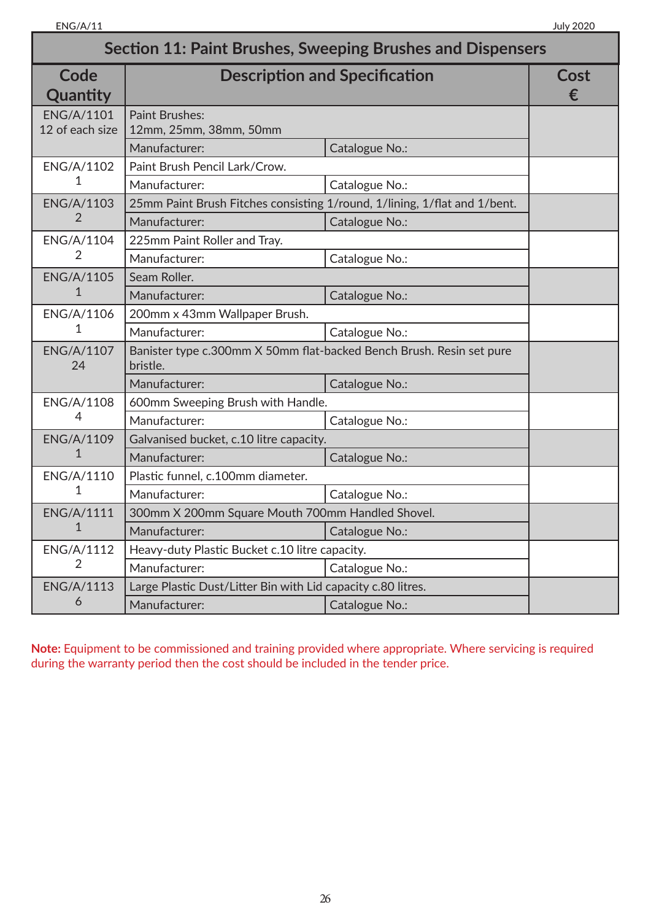## Section 11: Paint Brushes, Sweeping Brushes and Dispensers

| Code Quantity | Description and Specification | | Cost € |
|---|---|---|---|
| ENG/A/1101 12 of each size | Paint Brushes: 12mm, 25mm, 38mm, 50mm | | |
| | Manufacturer: | Catalogue No.: | |
| ENG/A/1102 1 | Paint Brush Pencil Lark/Crow. | | |
| | Manufacturer: | Catalogue No.: | |
| ENG/A/1103 2 | 25mm Paint Brush Fitches consisting 1/round, 1/lining, 1/flat and 1/bent. | | |
| | Manufacturer: | Catalogue No.: | |
| ENG/A/1104 2 | 225mm Paint Roller and Tray. | | |
| | Manufacturer: | Catalogue No.: | |
| ENG/A/1105 1 | Seam Roller. | | |
| | Manufacturer: | Catalogue No.: | |
| ENG/A/1106 1 | 200mm x 43mm Wallpaper Brush. | | |
| | Manufacturer: | Catalogue No.: | |
| ENG/A/1107 24 | Banister type c.300mm X 50mm flat-backed Bench Brush. Resin set pure bristle. | | |
| | Manufacturer: | Catalogue No.: | |
| ENG/A/1108 4 | 600mm Sweeping Brush with Handle. | | |
| | Manufacturer: | Catalogue No.: | |
| ENG/A/1109 1 | Galvanised bucket, c.10 litre capacity. | | |
| | Manufacturer: | Catalogue No.: | |
| ENG/A/1110 1 | Plastic funnel, c.100mm diameter. | | |
| | Manufacturer: | Catalogue No.: | |
| ENG/A/1111 1 | 300mm X 200mm Square Mouth 700mm Handled Shovel. | | |
| | Manufacturer: | Catalogue No.: | |
| ENG/A/1112 2 | Heavy-duty Plastic Bucket c.10 litre capacity. | | |
| | Manufacturer: | Catalogue No.: | |
| ENG/A/1113 6 | Large Plastic Dust/Litter Bin with Lid capacity c.80 litres. | | |
| | Manufacturer: | Catalogue No.: | |

**Note:** Equipment to be commissioned and training provided where appropriate. Where servicing is required during the warranty period then the cost should be included in the tender price.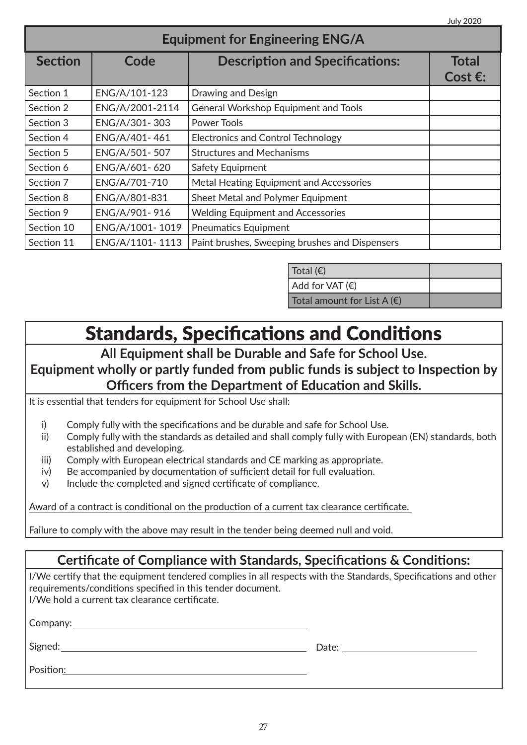July 2020

| Equipment for Engineering ENG/A | | | |
|---|---|---|---|
| **Section** | **Code** | **Description and Specifications:** | **Total Cost €:** |
| Section 1 | ENG/A/101-123 | Drawing and Design | |
| Section 2 | ENG/A/2001-2114 | General Workshop Equipment and Tools | |
| Section 3 | ENG/A/301- 303 | Power Tools | |
| Section 4 | ENG/A/401- 461 | Electronics and Control Technology | |
| Section 5 | ENG/A/501- 507 | Structures and Mechanisms | |
| Section 6 | ENG/A/601- 620 | Safety Equipment | |
| Section 7 | ENG/A/701-710 | Metal Heating Equipment and Accessories | |
| Section 8 | ENG/A/801-831 | Sheet Metal and Polymer Equipment | |
| Section 9 | ENG/A/901- 916 | Welding Equipment and Accessories | |
| Section 10 | ENG/A/1001- 1019 | Pneumatics Equipment | |
| Section 11 | ENG/A/1101- 1113 | Paint brushes, Sweeping brushes and Dispensers | |

| | |
|---|---|
| Total (€) | |
| Add for VAT (€) | |
| Total amount for List A (€) | |

# Standards, Specifications and Conditions

**All Equipment shall be Durable and Safe for School Use.**
**Equipment wholly or partly funded from public funds is subject to Inspection by Officers from the Department of Education and Skills.**

It is essential that tenders for equipment for School Use shall:

i) Comply fully with the specifications and be durable and safe for School Use.
ii) Comply fully with the standards as detailed and shall comply fully with European (EN) standards, both established and developing.
iii) Comply with European electrical standards and CE marking as appropriate.
iv) Be accompanied by documentation of sufficient detail for full evaluation.
v) Include the completed and signed certificate of compliance.

Award of a contract is conditional on the production of a current tax clearance certificate.

Failure to comply with the above may result in the tender being deemed null and void.

## Certificate of Compliance with Standards, Specifications & Conditions:

I/We certify that the equipment tendered complies in all respects with the Standards, Specifications and other requirements/conditions specified in this tender document.
I/We hold a current tax clearance certificate.

Company: ______________________________

Signed: ______________________________ Date: ____________________

Position: ______________________________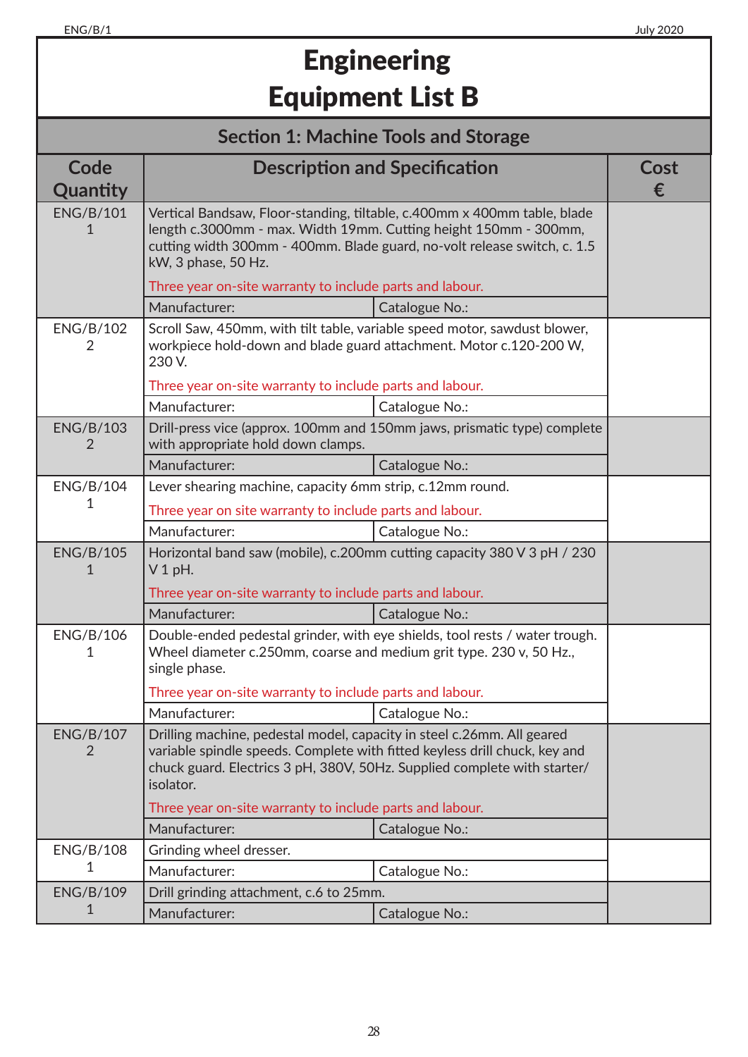# Engineering
# Equipment List B

## Section 1: Machine Tools and Storage

| Code Quantity | Description and Specification | | Cost € |
|---|---|---|---|
| ENG/B/101 1 | Vertical Bandsaw, Floor-standing, tiltable, c.400mm x 400mm table, blade length c.3000mm - max. Width 19mm. Cutting height 150mm - 300mm, cutting width 300mm - 400mm. Blade guard, no-volt release switch, c. 1.5 kW, 3 phase, 50 Hz. Three year on-site warranty to include parts and labour. | | |
| | Manufacturer: | Catalogue No.: | |
| ENG/B/102 2 | Scroll Saw, 450mm, with tilt table, variable speed motor, sawdust blower, workpiece hold-down and blade guard attachment. Motor c.120-200 W, 230 V. Three year on-site warranty to include parts and labour. | | |
| | Manufacturer: | Catalogue No.: | |
| ENG/B/103 2 | Drill-press vice (approx. 100mm and 150mm jaws, prismatic type) complete with appropriate hold down clamps. | | |
| | Manufacturer: | Catalogue No.: | |
| ENG/B/104 1 | Lever shearing machine, capacity 6mm strip, c.12mm round. Three year on site warranty to include parts and labour. | | |
| | Manufacturer: | Catalogue No.: | |
| ENG/B/105 1 | Horizontal band saw (mobile), c.200mm cutting capacity 380 V 3 pH / 230 V 1 pH. Three year on-site warranty to include parts and labour. | | |
| | Manufacturer: | Catalogue No.: | |
| ENG/B/106 1 | Double-ended pedestal grinder, with eye shields, tool rests / water trough. Wheel diameter c.250mm, coarse and medium grit type. 230 v, 50 Hz., single phase. Three year on-site warranty to include parts and labour. | | |
| | Manufacturer: | Catalogue No.: | |
| ENG/B/107 2 | Drilling machine, pedestal model, capacity in steel c.26mm. All geared variable spindle speeds. Complete with fitted keyless drill chuck, key and chuck guard. Electrics 3 pH, 380V, 50Hz. Supplied complete with starter/isolator. Three year on-site warranty to include parts and labour. | | |
| | Manufacturer: | Catalogue No.: | |
| ENG/B/108 1 | Grinding wheel dresser. | | |
| | Manufacturer: | Catalogue No.: | |
| ENG/B/109 1 | Drill grinding attachment, c.6 to 25mm. | | |
| | Manufacturer: | Catalogue No.: | |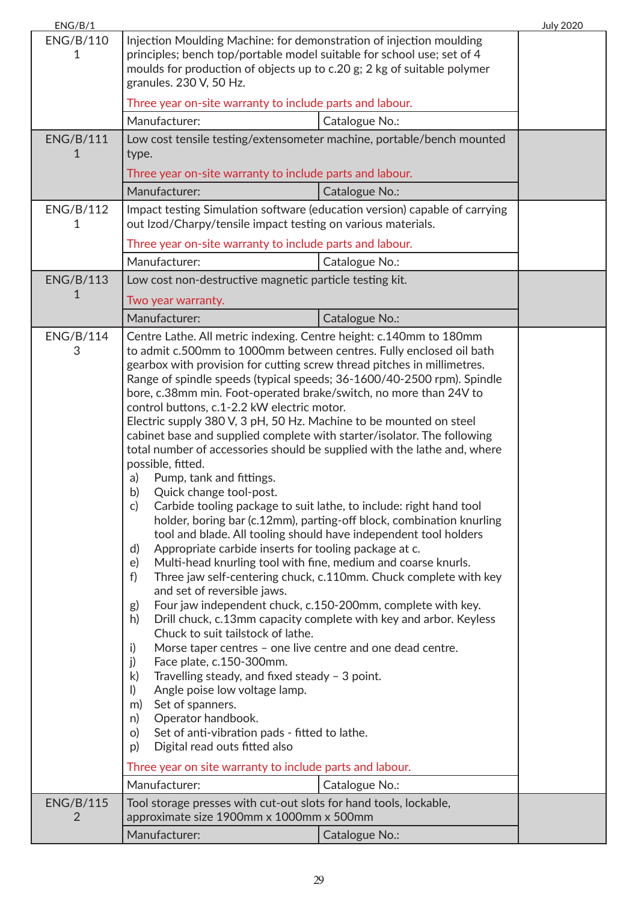| Item | Description | |
|---|---|---|
| ENG/B/110<br>1 | Injection Moulding Machine: for demonstration of injection moulding principles; bench top/portable model suitable for school use; set of 4 moulds for production of objects up to c.20 g; 2 kg of suitable polymer granules. 230 V, 50 Hz.<br><br>Three year on-site warranty to include parts and labour.<br><br>Manufacturer: \| Catalogue No.: | |
| ENG/B/111<br>1 | Low cost tensile testing/extensometer machine, portable/bench mounted type.<br><br>Three year on-site warranty to include parts and labour.<br><br>Manufacturer: \| Catalogue No.: | |
| ENG/B/112<br>1 | Impact testing Simulation software (education version) capable of carrying out Izod/Charpy/tensile impact testing on various materials.<br><br>Three year on-site warranty to include parts and labour.<br><br>Manufacturer: \| Catalogue No.: | |
| ENG/B/113<br>1 | Low cost non-destructive magnetic particle testing kit.<br><br>Two year warranty.<br><br>Manufacturer: \| Catalogue No.: | |
| ENG/B/114<br>3 | Centre Lathe. All metric indexing. Centre height: c.140mm to 180mm to admit c.500mm to 1000mm between centres. Fully enclosed oil bath gearbox with provision for cutting screw thread pitches in millimetres. Range of spindle speeds (typical speeds; 36-1600/40-2500 rpm). Spindle bore, c.38mm min. Foot-operated brake/switch, no more than 24V to control buttons, c.1-2.2 kW electric motor.<br>Electric supply 380 V, 3 pH, 50 Hz. Machine to be mounted on steel cabinet base and supplied complete with starter/isolator. The following total number of accessories should be supplied with the lathe and, where possible, fitted.<br>a) Pump, tank and fittings.<br>b) Quick change tool-post.<br>c) Carbide tooling package to suit lathe, to include: right hand tool holder, boring bar (c.12mm), parting-off block, combination knurling tool and blade. All tooling should have independent tool holders<br>d) Appropriate carbide inserts for tooling package at c.<br>e) Multi-head knurling tool with fine, medium and coarse knurls.<br>f) Three jaw self-centering chuck, c.110mm. Chuck complete with key and set of reversible jaws.<br>g) Four jaw independent chuck, c.150-200mm, complete with key.<br>h) Drill chuck, c.13mm capacity complete with key and arbor. Keyless Chuck to suit tailstock of lathe.<br>i) Morse taper centres – one live centre and one dead centre.<br>j) Face plate, c.150-300mm.<br>k) Travelling steady, and fixed steady – 3 point.<br>l) Angle poise low voltage lamp.<br>m) Set of spanners.<br>n) Operator handbook.<br>o) Set of anti-vibration pads - fitted to lathe.<br>p) Digital read outs fitted also<br><br>Three year on site warranty to include parts and labour.<br><br>Manufacturer: \| Catalogue No.: | |
| ENG/B/115<br>2 | Tool storage presses with cut-out slots for hand tools, lockable, approximate size 1900mm x 1000mm x 500mm<br><br>Manufacturer: \| Catalogue No.: | |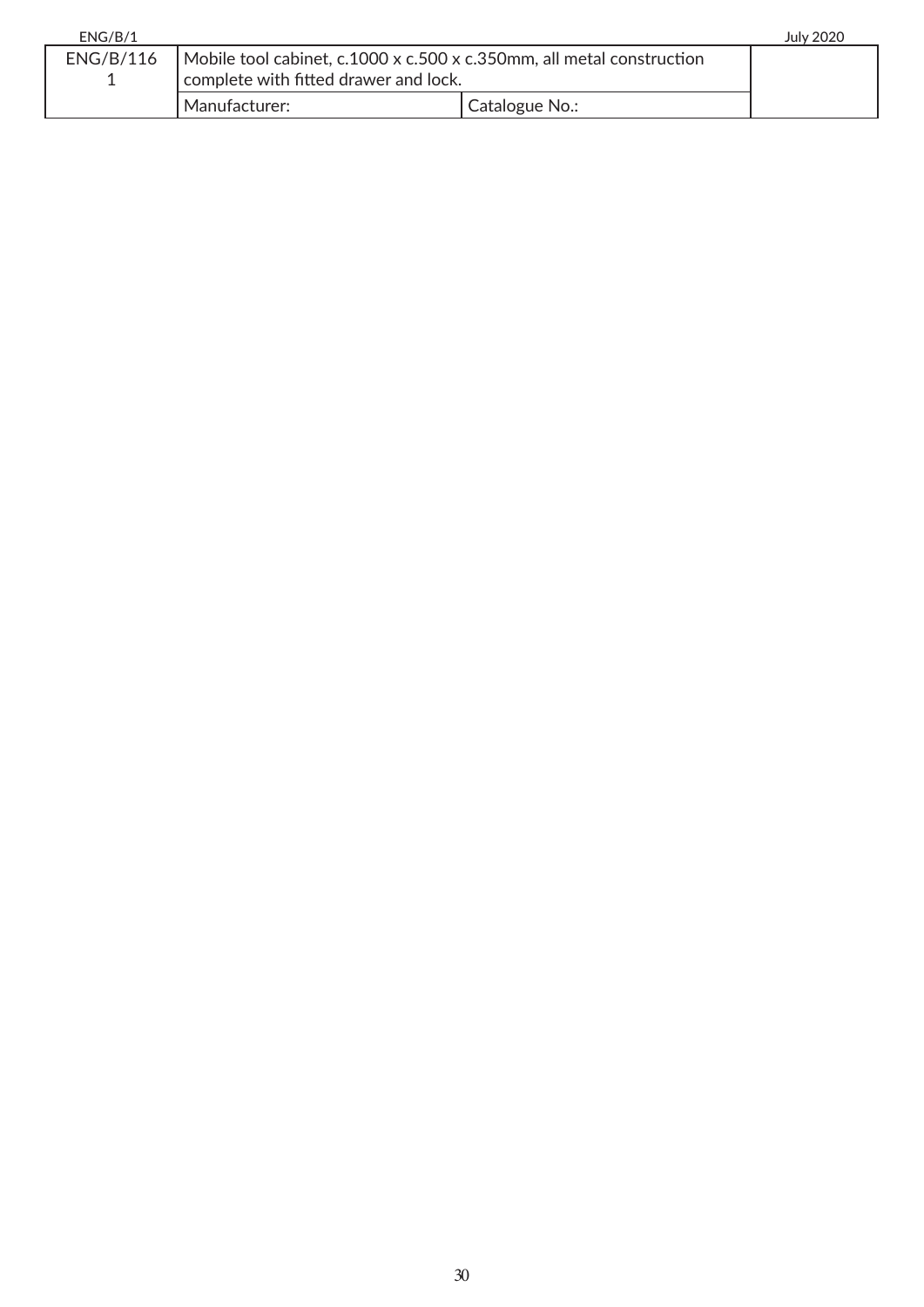| ENG/B/1161 | Mobile tool cabinet, c.1000 x c.500 x c.350mm, all metal construction complete with fitted drawer and lock. | | |
|---|---|---|---|
| | Manufacturer: | Catalogue No.: | |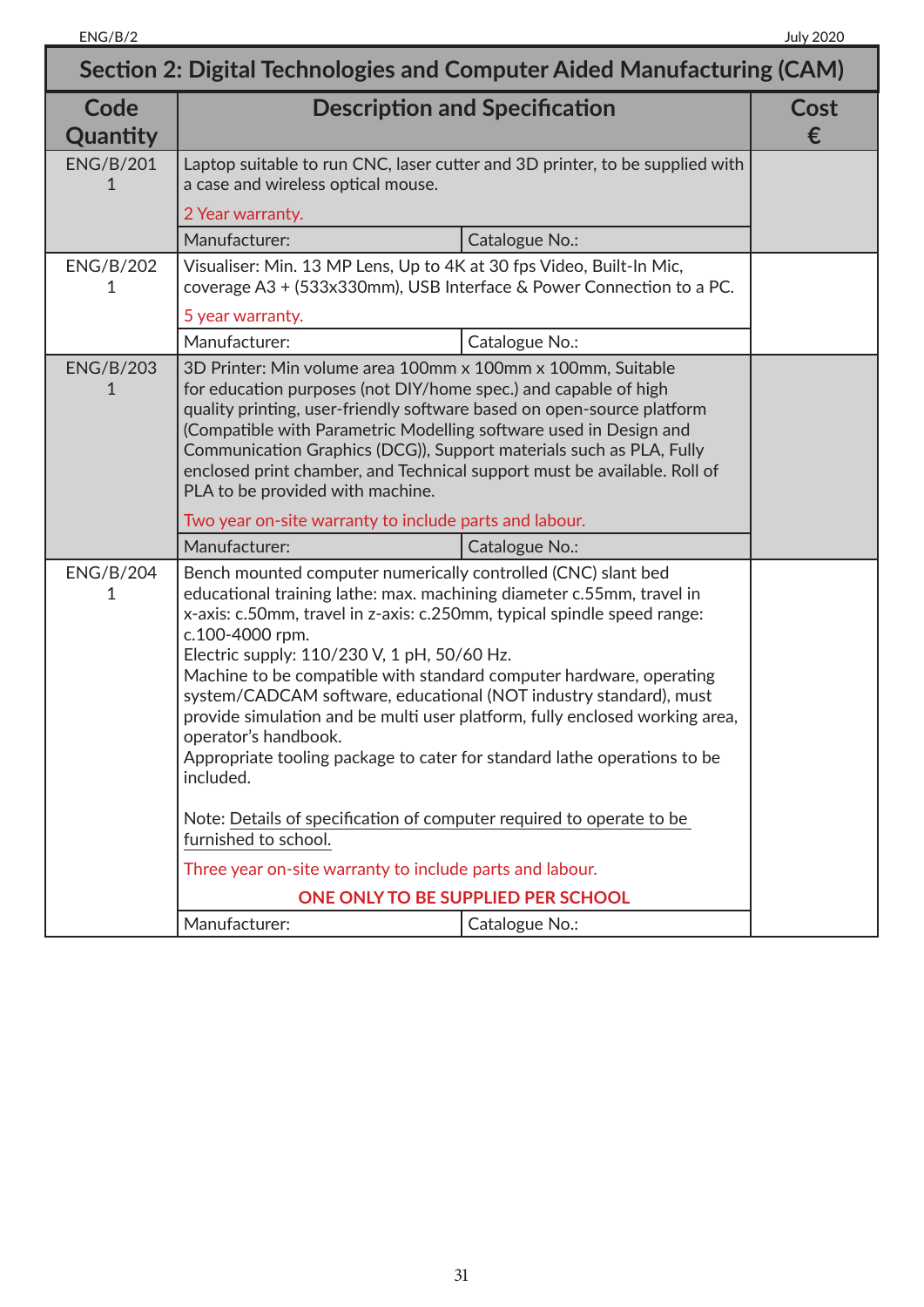## Section 2: Digital Technologies and Computer Aided Manufacturing (CAM)

| Code Quantity | Description and Specification | | Cost € |
|---|---|---|---|
| ENG/B/201<br>1 | Laptop suitable to run CNC, laser cutter and 3D printer, to be supplied with a case and wireless optical mouse.<br><br>2 Year warranty. | | |
| | Manufacturer: | Catalogue No.: | |
| ENG/B/202<br>1 | Visualiser: Min. 13 MP Lens, Up to 4K at 30 fps Video, Built-In Mic, coverage A3 + (533x330mm), USB Interface & Power Connection to a PC.<br><br>5 year warranty. | | |
| | Manufacturer: | Catalogue No.: | |
| ENG/B/203<br>1 | 3D Printer: Min volume area 100mm x 100mm x 100mm, Suitable for education purposes (not DIY/home spec.) and capable of high quality printing, user-friendly software based on open-source platform (Compatible with Parametric Modelling software used in Design and Communication Graphics (DCG)), Support materials such as PLA, Fully enclosed print chamber, and Technical support must be available. Roll of PLA to be provided with machine.<br><br>Two year on-site warranty to include parts and labour. | | |
| | Manufacturer: | Catalogue No.: | |
| ENG/B/204<br>1 | Bench mounted computer numerically controlled (CNC) slant bed educational training lathe: max. machining diameter c.55mm, travel in x-axis: c.50mm, travel in z-axis: c.250mm, typical spindle speed range: c.100-4000 rpm.<br>Electric supply: 110/230 V, 1 pH, 50/60 Hz.<br>Machine to be compatible with standard computer hardware, operating system/CADCAM software, educational (NOT industry standard), must provide simulation and be multi user platform, fully enclosed working area, operator's handbook.<br>Appropriate tooling package to cater for standard lathe operations to be included.<br><br>Note: Details of specification of computer required to operate to be furnished to school.<br><br>Three year on-site warranty to include parts and labour.<br><br>**ONE ONLY TO BE SUPPLIED PER SCHOOL** | | |
| | Manufacturer: | Catalogue No.: | |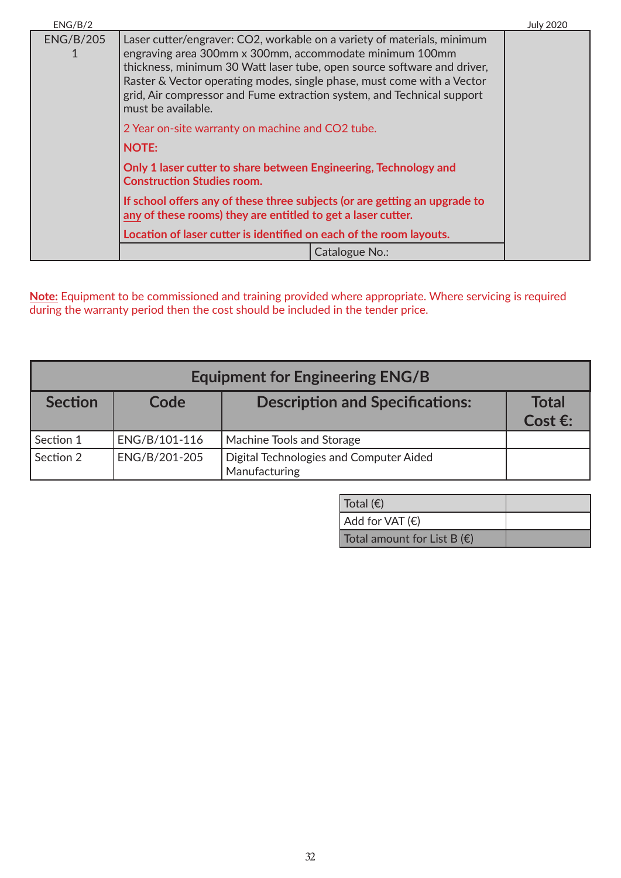| ENG/B/2051 | Laser cutter/engraver: CO2, workable on a variety of materials, minimum engraving area 300mm x 300mm, accommodate minimum 100mm thickness, minimum 30 Watt laser tube, open source software and driver, Raster & Vector operating modes, single phase, must come with a Vector grid, Air compressor and Fume extraction system, and Technical support must be available.<br><br>2 Year on-site warranty on machine and CO2 tube.<br><br>**NOTE:**<br><br>**Only 1 laser cutter to share between Engineering, Technology and Construction Studies room.**<br><br>**If school offers any of these three subjects (or are getting an upgrade to any of these rooms) they are entitled to get a laser cutter.**<br><br>**Location of laser cutter is identified on each of the room layouts.** | |
|---|---|---|
| | Catalogue No.: | |

**Note:** Equipment to be commissioned and training provided where appropriate. Where servicing is required during the warranty period then the cost should be included in the tender price.

| Equipment for Engineering ENG/B | | | |
|---|---|---|---|
| **Section** | **Code** | **Description and Specifications:** | **Total Cost €:** |
| Section 1 | ENG/B/101-116 | Machine Tools and Storage | |
| Section 2 | ENG/B/201-205 | Digital Technologies and Computer Aided Manufacturing | |

| | |
|---|---|
| Total (€) | |
| Add for VAT (€) | |
| Total amount for List B (€) | |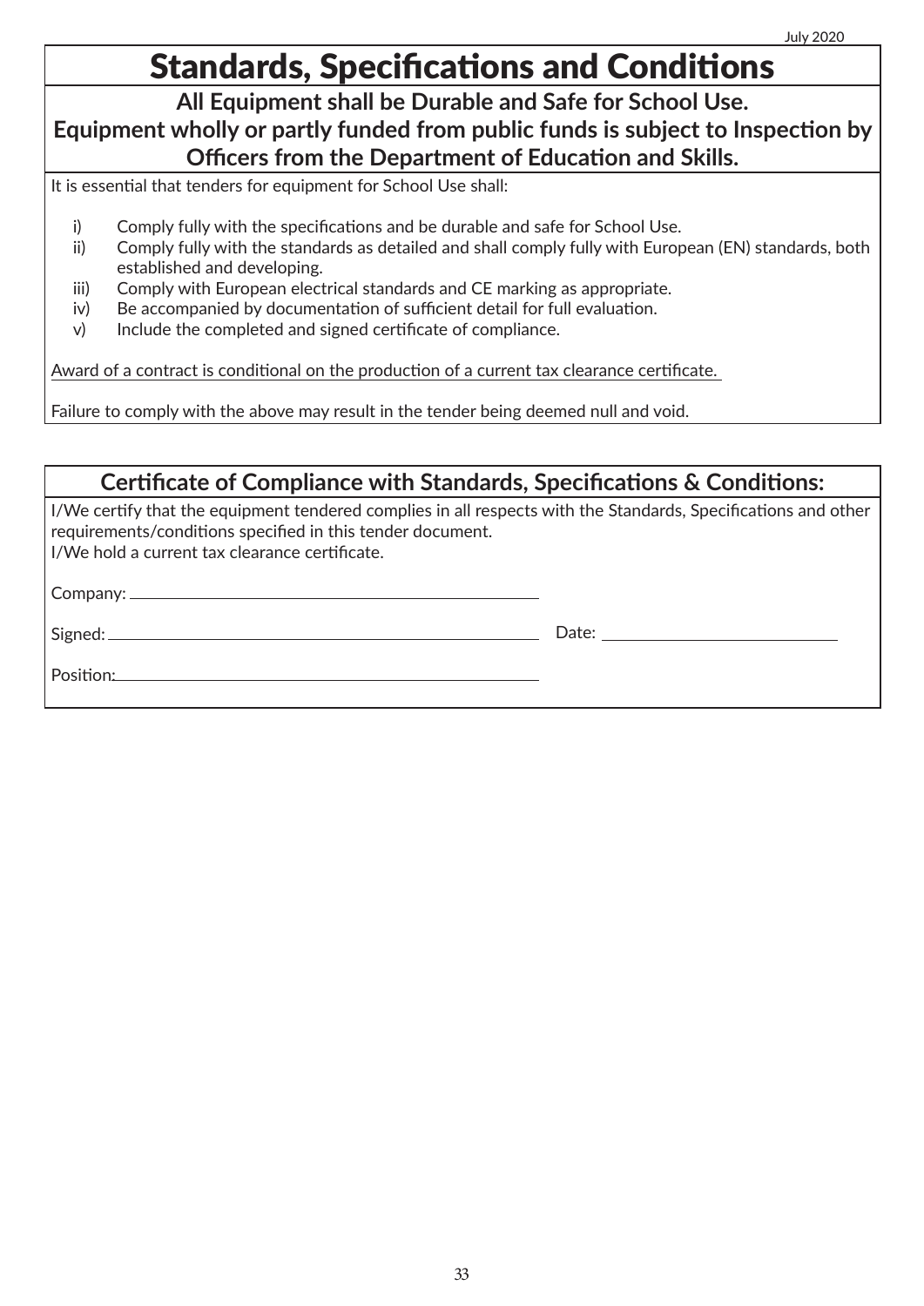July 2020

# Standards, Specifications and Conditions

**All Equipment shall be Durable and Safe for School Use.**
**Equipment wholly or partly funded from public funds is subject to Inspection by Officers from the Department of Education and Skills.**

It is essential that tenders for equipment for School Use shall:

- i) Comply fully with the specifications and be durable and safe for School Use.
- ii) Comply fully with the standards as detailed and shall comply fully with European (EN) standards, both established and developing.
- iii) Comply with European electrical standards and CE marking as appropriate.
- iv) Be accompanied by documentation of sufficient detail for full evaluation.
- v) Include the completed and signed certificate of compliance.

Award of a contract is conditional on the production of a current tax clearance certificate.

Failure to comply with the above may result in the tender being deemed null and void.

## Certificate of Compliance with Standards, Specifications & Conditions:

I/We certify that the equipment tendered complies in all respects with the Standards, Specifications and other requirements/conditions specified in this tender document.
I/We hold a current tax clearance certificate.

Company: ______________________________

Signed: ______________________________ Date: ____________________

Position: ______________________________